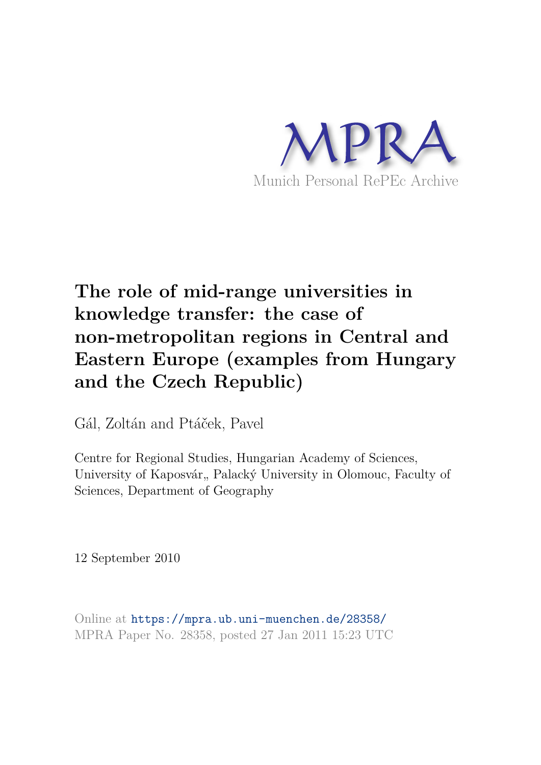MPRA

Munich Personal RePEc Archive

# The role of mid-range universities in knowledge transfer: the case of non-metropolitan regions in Central and Eastern Europe (examples from Hungary and the Czech Republic)

Gál, Zoltán and Ptáček, Pavel

Centre for Regional Studies, Hungarian Academy of Sciences, University of Kaposvár,, Palacký University in Olomouc, Faculty of Sciences, Department of Geography

12 September 2010

Online at https://mpra.ub.uni-muenchen.de/28358/
MPRA Paper No. 28358, posted 27 Jan 2011 15:23 UTC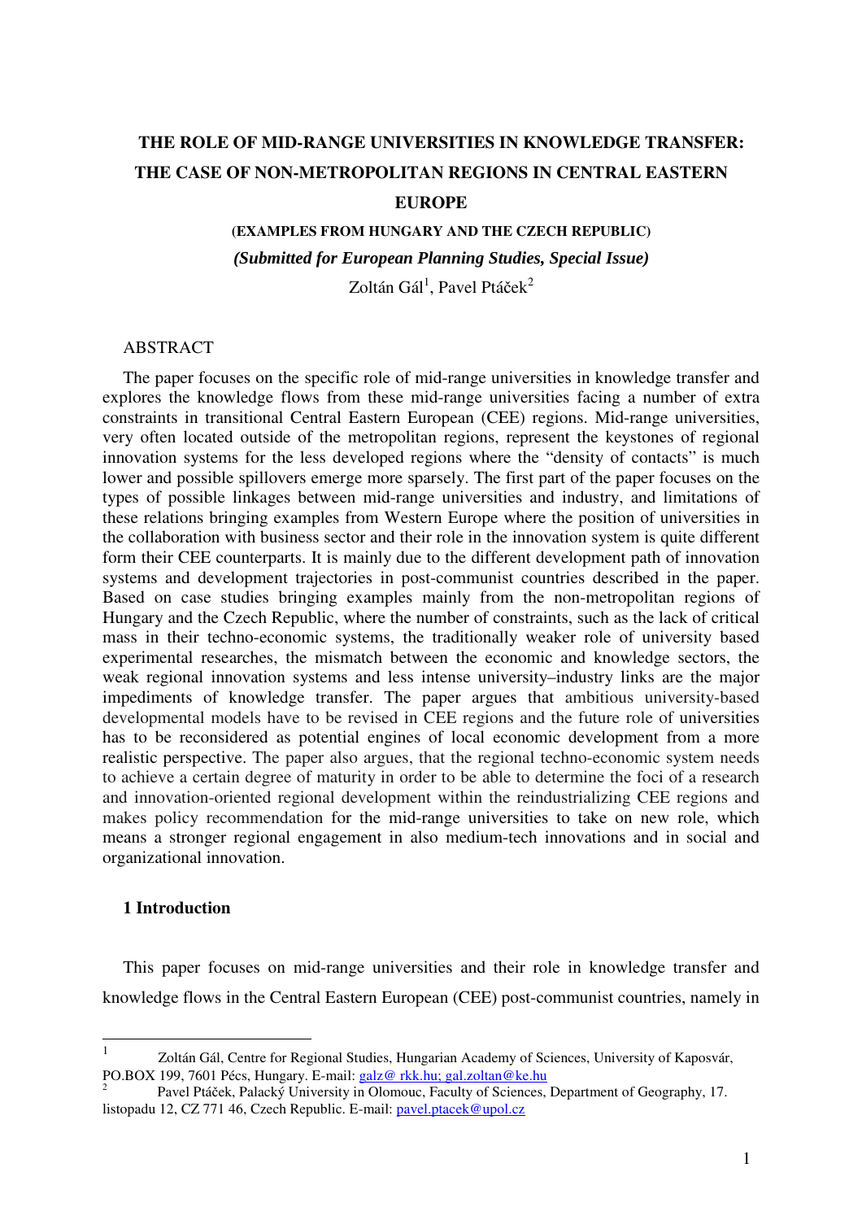# THE ROLE OF MID-RANGE UNIVERSITIES IN KNOWLEDGE TRANSFER: THE CASE OF NON-METROPOLITAN REGIONS IN CENTRAL EASTERN EUROPE

**(EXAMPLES FROM HUNGARY AND THE CZECH REPUBLIC)**

***(Submitted for European Planning Studies, Special Issue)***

Zoltán Gál[1], Pavel Ptáček[2]

ABSTRACT

The paper focuses on the specific role of mid-range universities in knowledge transfer and explores the knowledge flows from these mid-range universities facing a number of extra constraints in transitional Central Eastern European (CEE) regions. Mid-range universities, very often located outside of the metropolitan regions, represent the keystones of regional innovation systems for the less developed regions where the "density of contacts" is much lower and possible spillovers emerge more sparsely. The first part of the paper focuses on the types of possible linkages between mid-range universities and industry, and limitations of these relations bringing examples from Western Europe where the position of universities in the collaboration with business sector and their role in the innovation system is quite different form their CEE counterparts. It is mainly due to the different development path of innovation systems and development trajectories in post-communist countries described in the paper. Based on case studies bringing examples mainly from the non-metropolitan regions of Hungary and the Czech Republic, where the number of constraints, such as the lack of critical mass in their techno-economic systems, the traditionally weaker role of university based experimental researches, the mismatch between the economic and knowledge sectors, the weak regional innovation systems and less intense university–industry links are the major impediments of knowledge transfer. The paper argues that ambitious university-based developmental models have to be revised in CEE regions and the future role of universities has to be reconsidered as potential engines of local economic development from a more realistic perspective. The paper also argues, that the regional techno-economic system needs to achieve a certain degree of maturity in order to be able to determine the foci of a research and innovation-oriented regional development within the reindustrializing CEE regions and makes policy recommendation for the mid-range universities to take on new role, which means a stronger regional engagement in also medium-tech innovations and in social and organizational innovation.

## 1 Introduction

This paper focuses on mid-range universities and their role in knowledge transfer and knowledge flows in the Central Eastern European (CEE) post-communist countries, namely in

---

[1] Zoltán Gál, Centre for Regional Studies, Hungarian Academy of Sciences, University of Kaposvár, PO.BOX 199, 7601 Pécs, Hungary. E-mail: galz@ rkk.hu; gal.zoltan@ke.hu

[2] Pavel Ptáček, Palacký University in Olomouc, Faculty of Sciences, Department of Geography, 17. listopadu 12, CZ 771 46, Czech Republic. E-mail: pavel.ptacek@upol.cz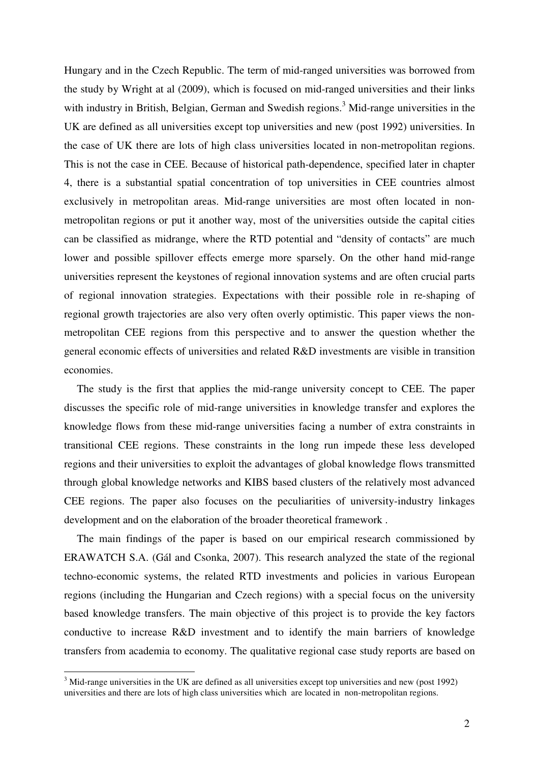Hungary and in the Czech Republic. The term of mid-ranged universities was borrowed from the study by Wright at al (2009), which is focused on mid-ranged universities and their links with industry in British, Belgian, German and Swedish regions.[3] Mid-range universities in the UK are defined as all universities except top universities and new (post 1992) universities. In the case of UK there are lots of high class universities located in non-metropolitan regions. This is not the case in CEE. Because of historical path-dependence, specified later in chapter 4, there is a substantial spatial concentration of top universities in CEE countries almost exclusively in metropolitan areas. Mid-range universities are most often located in non-metropolitan regions or put it another way, most of the universities outside the capital cities can be classified as midrange, where the RTD potential and "density of contacts" are much lower and possible spillover effects emerge more sparsely. On the other hand mid-range universities represent the keystones of regional innovation systems and are often crucial parts of regional innovation strategies. Expectations with their possible role in re-shaping of regional growth trajectories are also very often overly optimistic. This paper views the non-metropolitan CEE regions from this perspective and to answer the question whether the general economic effects of universities and related R&D investments are visible in transition economies.

The study is the first that applies the mid-range university concept to CEE. The paper discusses the specific role of mid-range universities in knowledge transfer and explores the knowledge flows from these mid-range universities facing a number of extra constraints in transitional CEE regions. These constraints in the long run impede these less developed regions and their universities to exploit the advantages of global knowledge flows transmitted through global knowledge networks and KIBS based clusters of the relatively most advanced CEE regions. The paper also focuses on the peculiarities of university-industry linkages development and on the elaboration of the broader theoretical framework .

The main findings of the paper is based on our empirical research commissioned by ERAWATCH S.A. (Gál and Csonka, 2007). This research analyzed the state of the regional techno-economic systems, the related RTD investments and policies in various European regions (including the Hungarian and Czech regions) with a special focus on the university based knowledge transfers. The main objective of this project is to provide the key factors conductive to increase R&D investment and to identify the main barriers of knowledge transfers from academia to economy. The qualitative regional case study reports are based on

---

[3] Mid-range universities in the UK are defined as all universities except top universities and new (post 1992) universities and there are lots of high class universities which are located in non-metropolitan regions.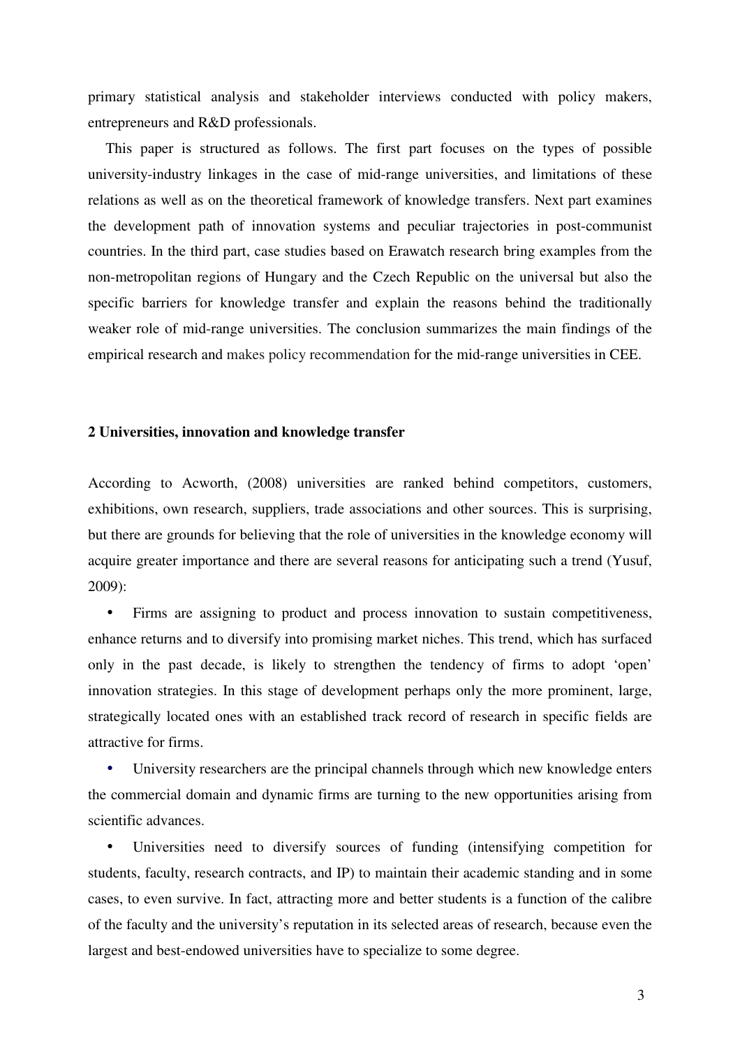primary statistical analysis and stakeholder interviews conducted with policy makers, entrepreneurs and R&D professionals.

This paper is structured as follows. The first part focuses on the types of possible university-industry linkages in the case of mid-range universities, and limitations of these relations as well as on the theoretical framework of knowledge transfers. Next part examines the development path of innovation systems and peculiar trajectories in post-communist countries. In the third part, case studies based on Erawatch research bring examples from the non-metropolitan regions of Hungary and the Czech Republic on the universal but also the specific barriers for knowledge transfer and explain the reasons behind the traditionally weaker role of mid-range universities. The conclusion summarizes the main findings of the empirical research and makes policy recommendation for the mid-range universities in CEE.

## 2 Universities, innovation and knowledge transfer

According to Acworth, (2008) universities are ranked behind competitors, customers, exhibitions, own research, suppliers, trade associations and other sources. This is surprising, but there are grounds for believing that the role of universities in the knowledge economy will acquire greater importance and there are several reasons for anticipating such a trend (Yusuf, 2009):

- Firms are assigning to product and process innovation to sustain competitiveness, enhance returns and to diversify into promising market niches. This trend, which has surfaced only in the past decade, is likely to strengthen the tendency of firms to adopt 'open' innovation strategies. In this stage of development perhaps only the more prominent, large, strategically located ones with an established track record of research in specific fields are attractive for firms.
- University researchers are the principal channels through which new knowledge enters the commercial domain and dynamic firms are turning to the new opportunities arising from scientific advances.
- Universities need to diversify sources of funding (intensifying competition for students, faculty, research contracts, and IP) to maintain their academic standing and in some cases, to even survive. In fact, attracting more and better students is a function of the calibre of the faculty and the university's reputation in its selected areas of research, because even the largest and best-endowed universities have to specialize to some degree.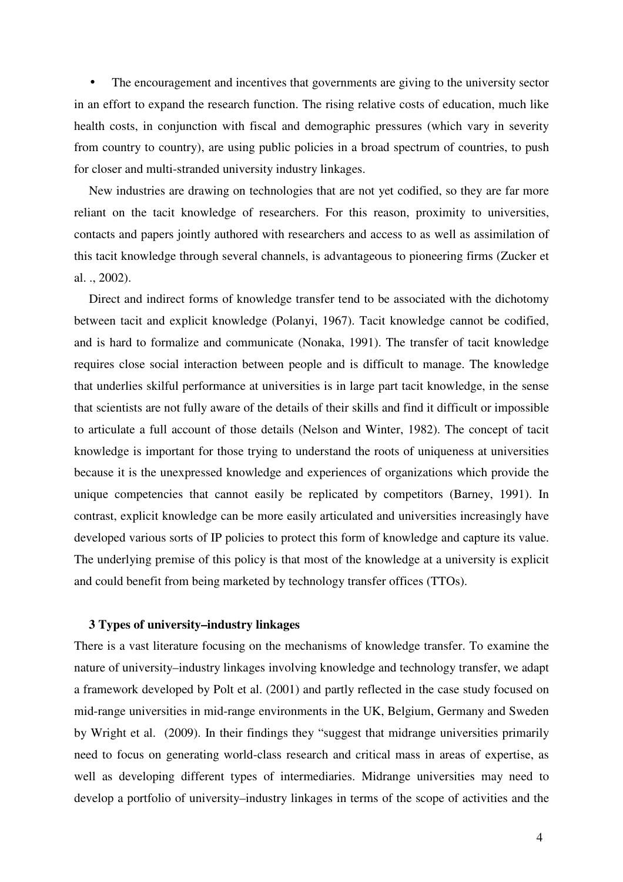- The encouragement and incentives that governments are giving to the university sector in an effort to expand the research function. The rising relative costs of education, much like health costs, in conjunction with fiscal and demographic pressures (which vary in severity from country to country), are using public policies in a broad spectrum of countries, to push for closer and multi-stranded university industry linkages.

New industries are drawing on technologies that are not yet codified, so they are far more reliant on the tacit knowledge of researchers. For this reason, proximity to universities, contacts and papers jointly authored with researchers and access to as well as assimilation of this tacit knowledge through several channels, is advantageous to pioneering firms (Zucker et al. ., 2002).

Direct and indirect forms of knowledge transfer tend to be associated with the dichotomy between tacit and explicit knowledge (Polanyi, 1967). Tacit knowledge cannot be codified, and is hard to formalize and communicate (Nonaka, 1991). The transfer of tacit knowledge requires close social interaction between people and is difficult to manage. The knowledge that underlies skilful performance at universities is in large part tacit knowledge, in the sense that scientists are not fully aware of the details of their skills and find it difficult or impossible to articulate a full account of those details (Nelson and Winter, 1982). The concept of tacit knowledge is important for those trying to understand the roots of uniqueness at universities because it is the unexpressed knowledge and experiences of organizations which provide the unique competencies that cannot easily be replicated by competitors (Barney, 1991). In contrast, explicit knowledge can be more easily articulated and universities increasingly have developed various sorts of IP policies to protect this form of knowledge and capture its value. The underlying premise of this policy is that most of the knowledge at a university is explicit and could benefit from being marketed by technology transfer offices (TTOs).

## 3 Types of university–industry linkages

There is a vast literature focusing on the mechanisms of knowledge transfer. To examine the nature of university–industry linkages involving knowledge and technology transfer, we adapt a framework developed by Polt et al. (2001) and partly reflected in the case study focused on mid-range universities in mid-range environments in the UK, Belgium, Germany and Sweden by Wright et al. (2009). In their findings they "suggest that midrange universities primarily need to focus on generating world-class research and critical mass in areas of expertise, as well as developing different types of intermediaries. Midrange universities may need to develop a portfolio of university–industry linkages in terms of the scope of activities and the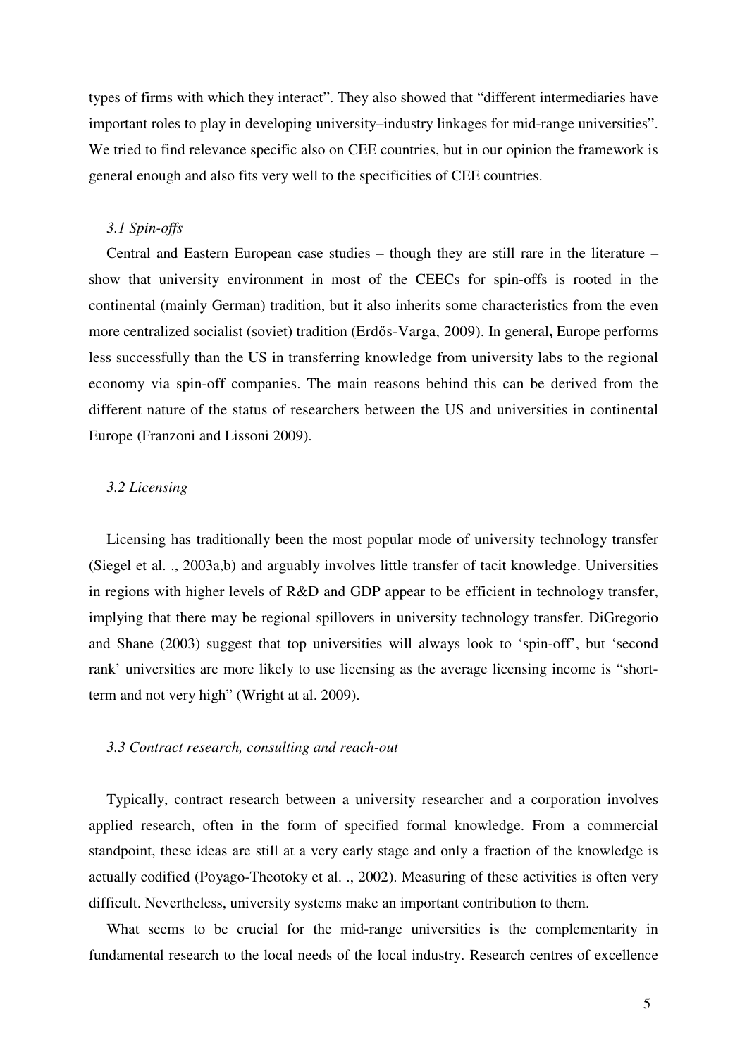types of firms with which they interact". They also showed that "different intermediaries have important roles to play in developing university–industry linkages for mid-range universities". We tried to find relevance specific also on CEE countries, but in our opinion the framework is general enough and also fits very well to the specificities of CEE countries.

### *3.1 Spin-offs*

Central and Eastern European case studies – though they are still rare in the literature – show that university environment in most of the CEECs for spin-offs is rooted in the continental (mainly German) tradition, but it also inherits some characteristics from the even more centralized socialist (soviet) tradition (Erdős-Varga, 2009). In general**,** Europe performs less successfully than the US in transferring knowledge from university labs to the regional economy via spin-off companies. The main reasons behind this can be derived from the different nature of the status of researchers between the US and universities in continental Europe (Franzoni and Lissoni 2009).

### *3.2 Licensing*

Licensing has traditionally been the most popular mode of university technology transfer (Siegel et al. ., 2003a,b) and arguably involves little transfer of tacit knowledge. Universities in regions with higher levels of R&D and GDP appear to be efficient in technology transfer, implying that there may be regional spillovers in university technology transfer. DiGregorio and Shane (2003) suggest that top universities will always look to 'spin-off', but 'second rank' universities are more likely to use licensing as the average licensing income is "short-term and not very high" (Wright at al. 2009).

### *3.3 Contract research, consulting and reach-out*

Typically, contract research between a university researcher and a corporation involves applied research, often in the form of specified formal knowledge. From a commercial standpoint, these ideas are still at a very early stage and only a fraction of the knowledge is actually codified (Poyago-Theotoky et al. ., 2002). Measuring of these activities is often very difficult. Nevertheless, university systems make an important contribution to them.

What seems to be crucial for the mid-range universities is the complementarity in fundamental research to the local needs of the local industry. Research centres of excellence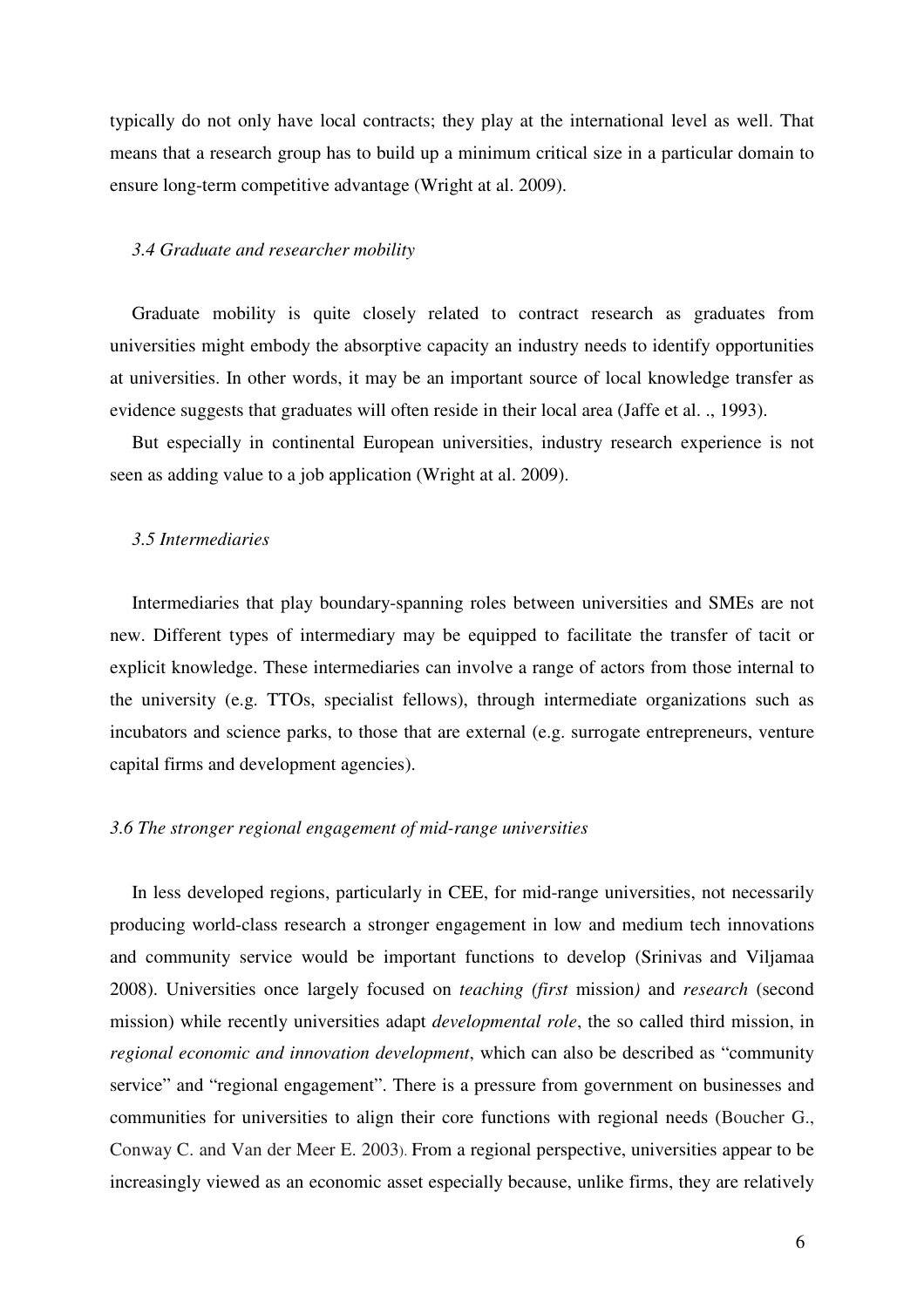typically do not only have local contracts; they play at the international level as well. That means that a research group has to build up a minimum critical size in a particular domain to ensure long-term competitive advantage (Wright at al. 2009).

### *3.4 Graduate and researcher mobility*

Graduate mobility is quite closely related to contract research as graduates from universities might embody the absorptive capacity an industry needs to identify opportunities at universities. In other words, it may be an important source of local knowledge transfer as evidence suggests that graduates will often reside in their local area (Jaffe et al. ., 1993).

But especially in continental European universities, industry research experience is not seen as adding value to a job application (Wright at al. 2009).

### *3.5 Intermediaries*

Intermediaries that play boundary-spanning roles between universities and SMEs are not new. Different types of intermediary may be equipped to facilitate the transfer of tacit or explicit knowledge. These intermediaries can involve a range of actors from those internal to the university (e.g. TTOs, specialist fellows), through intermediate organizations such as incubators and science parks, to those that are external (e.g. surrogate entrepreneurs, venture capital firms and development agencies).

### *3.6 The stronger regional engagement of mid-range universities*

In less developed regions, particularly in CEE, for mid-range universities, not necessarily producing world-class research a stronger engagement in low and medium tech innovations and community service would be important functions to develop (Srinivas and Viljamaa 2008). Universities once largely focused on *teaching (first* mission*)* and *research* (second mission) while recently universities adapt *developmental role*, the so called third mission, in *regional economic and innovation development*, which can also be described as "community service" and "regional engagement". There is a pressure from government on businesses and communities for universities to align their core functions with regional needs (Boucher G., Conway C. and Van der Meer E. 2003). From a regional perspective, universities appear to be increasingly viewed as an economic asset especially because, unlike firms, they are relatively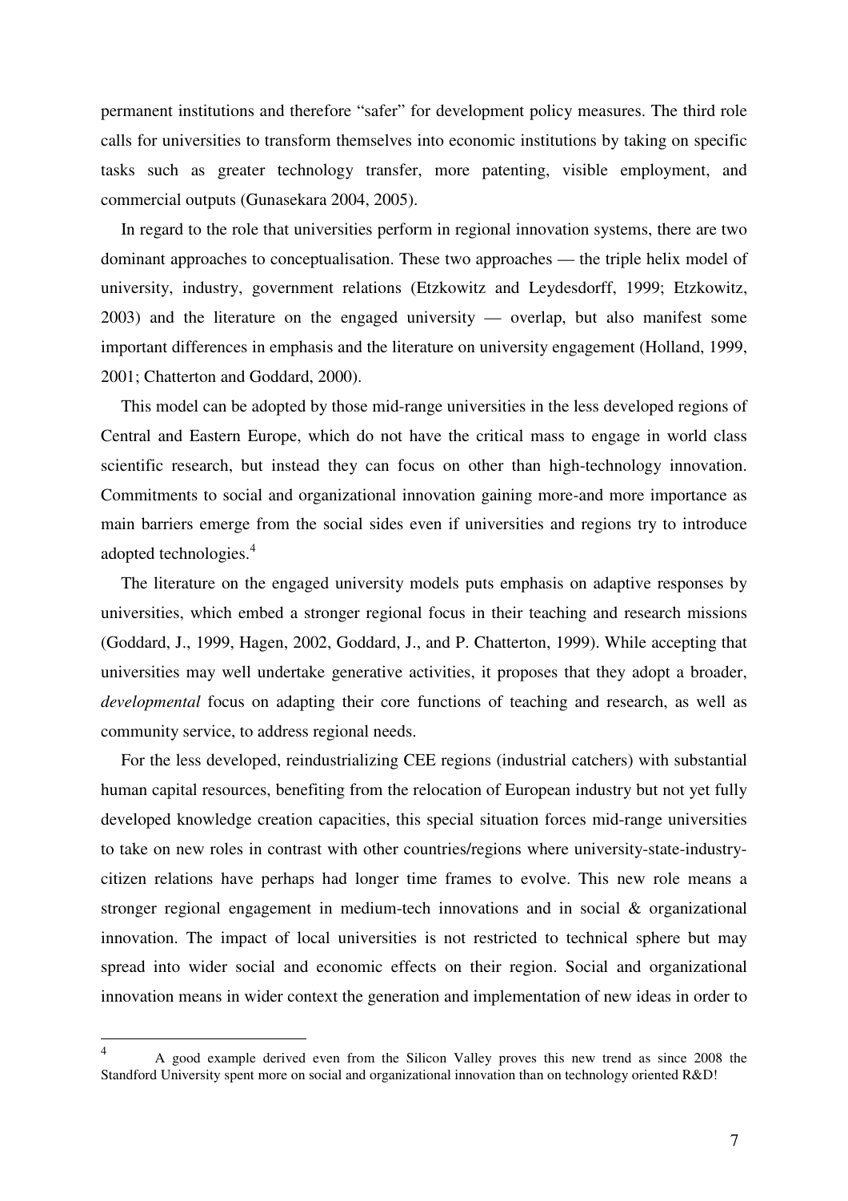permanent institutions and therefore "safer" for development policy measures. The third role calls for universities to transform themselves into economic institutions by taking on specific tasks such as greater technology transfer, more patenting, visible employment, and commercial outputs (Gunasekara 2004, 2005).

In regard to the role that universities perform in regional innovation systems, there are two dominant approaches to conceptualisation. These two approaches — the triple helix model of university, industry, government relations (Etzkowitz and Leydesdorff, 1999; Etzkowitz, 2003) and the literature on the engaged university — overlap, but also manifest some important differences in emphasis and the literature on university engagement (Holland, 1999, 2001; Chatterton and Goddard, 2000).

This model can be adopted by those mid-range universities in the less developed regions of Central and Eastern Europe, which do not have the critical mass to engage in world class scientific research, but instead they can focus on other than high-technology innovation. Commitments to social and organizational innovation gaining more-and more importance as main barriers emerge from the social sides even if universities and regions try to introduce adopted technologies.[4]

The literature on the engaged university models puts emphasis on adaptive responses by universities, which embed a stronger regional focus in their teaching and research missions (Goddard, J., 1999, Hagen, 2002, Goddard, J., and P. Chatterton, 1999). While accepting that universities may well undertake generative activities, it proposes that they adopt a broader, *developmental* focus on adapting their core functions of teaching and research, as well as community service, to address regional needs.

For the less developed, reindustrializing CEE regions (industrial catchers) with substantial human capital resources, benefiting from the relocation of European industry but not yet fully developed knowledge creation capacities, this special situation forces mid-range universities to take on new roles in contrast with other countries/regions where university-state-industry-citizen relations have perhaps had longer time frames to evolve. This new role means a stronger regional engagement in medium-tech innovations and in social & organizational innovation. The impact of local universities is not restricted to technical sphere but may spread into wider social and economic effects on their region. Social and organizational innovation means in wider context the generation and implementation of new ideas in order to

[4] A good example derived even from the Silicon Valley proves this new trend as since 2008 the Standford University spent more on social and organizational innovation than on technology oriented R&D!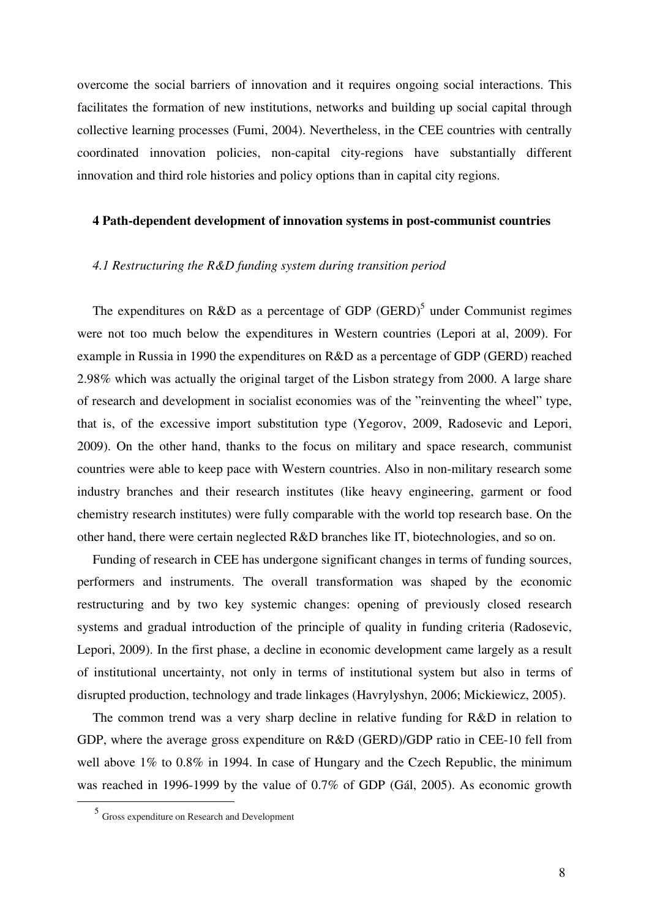overcome the social barriers of innovation and it requires ongoing social interactions. This facilitates the formation of new institutions, networks and building up social capital through collective learning processes (Fumi, 2004). Nevertheless, in the CEE countries with centrally coordinated innovation policies, non-capital city-regions have substantially different innovation and third role histories and policy options than in capital city regions.

## 4 Path-dependent development of innovation systems in post-communist countries

### *4.1 Restructuring the R&D funding system during transition period*

The expenditures on R&D as a percentage of GDP (GERD)[5] under Communist regimes were not too much below the expenditures in Western countries (Lepori at al, 2009). For example in Russia in 1990 the expenditures on R&D as a percentage of GDP (GERD) reached 2.98% which was actually the original target of the Lisbon strategy from 2000. A large share of research and development in socialist economies was of the "reinventing the wheel" type, that is, of the excessive import substitution type (Yegorov, 2009, Radosevic and Lepori, 2009). On the other hand, thanks to the focus on military and space research, communist countries were able to keep pace with Western countries. Also in non-military research some industry branches and their research institutes (like heavy engineering, garment or food chemistry research institutes) were fully comparable with the world top research base. On the other hand, there were certain neglected R&D branches like IT, biotechnologies, and so on.

Funding of research in CEE has undergone significant changes in terms of funding sources, performers and instruments. The overall transformation was shaped by the economic restructuring and by two key systemic changes: opening of previously closed research systems and gradual introduction of the principle of quality in funding criteria (Radosevic, Lepori, 2009). In the first phase, a decline in economic development came largely as a result of institutional uncertainty, not only in terms of institutional system but also in terms of disrupted production, technology and trade linkages (Havrylyshyn, 2006; Mickiewicz, 2005).

The common trend was a very sharp decline in relative funding for R&D in relation to GDP, where the average gross expenditure on R&D (GERD)/GDP ratio in CEE-10 fell from well above 1% to 0.8% in 1994. In case of Hungary and the Czech Republic, the minimum was reached in 1996-1999 by the value of 0.7% of GDP (Gál, 2005). As economic growth

[5] Gross expenditure on Research and Development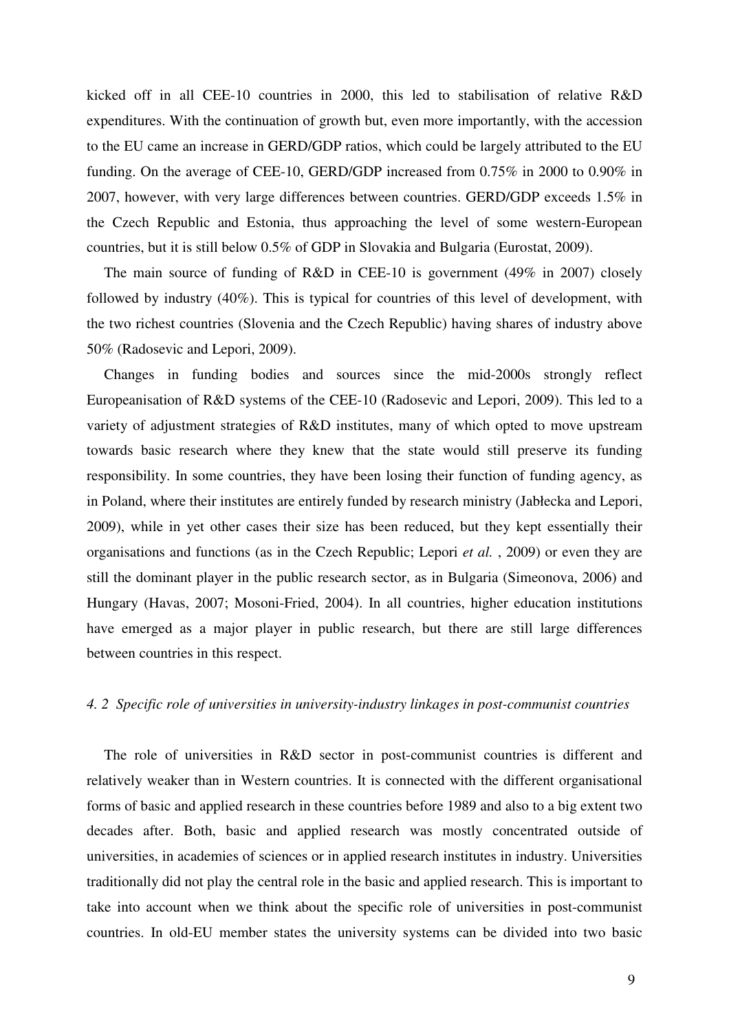kicked off in all CEE-10 countries in 2000, this led to stabilisation of relative R&D expenditures. With the continuation of growth but, even more importantly, with the accession to the EU came an increase in GERD/GDP ratios, which could be largely attributed to the EU funding. On the average of CEE-10, GERD/GDP increased from 0.75% in 2000 to 0.90% in 2007, however, with very large differences between countries. GERD/GDP exceeds 1.5% in the Czech Republic and Estonia, thus approaching the level of some western-European countries, but it is still below 0.5% of GDP in Slovakia and Bulgaria (Eurostat, 2009).

The main source of funding of R&D in CEE-10 is government (49% in 2007) closely followed by industry (40%). This is typical for countries of this level of development, with the two richest countries (Slovenia and the Czech Republic) having shares of industry above 50% (Radosevic and Lepori, 2009).

Changes in funding bodies and sources since the mid-2000s strongly reflect Europeanisation of R&D systems of the CEE-10 (Radosevic and Lepori, 2009). This led to a variety of adjustment strategies of R&D institutes, many of which opted to move upstream towards basic research where they knew that the state would still preserve its funding responsibility. In some countries, they have been losing their function of funding agency, as in Poland, where their institutes are entirely funded by research ministry (Jabłecka and Lepori, 2009), while in yet other cases their size has been reduced, but they kept essentially their organisations and functions (as in the Czech Republic; Lepori *et al.* , 2009) or even they are still the dominant player in the public research sector, as in Bulgaria (Simeonova, 2006) and Hungary (Havas, 2007; Mosoni-Fried, 2004). In all countries, higher education institutions have emerged as a major player in public research, but there are still large differences between countries in this respect.

### *4. 2 Specific role of universities in university-industry linkages in post-communist countries*

The role of universities in R&D sector in post-communist countries is different and relatively weaker than in Western countries. It is connected with the different organisational forms of basic and applied research in these countries before 1989 and also to a big extent two decades after. Both, basic and applied research was mostly concentrated outside of universities, in academies of sciences or in applied research institutes in industry. Universities traditionally did not play the central role in the basic and applied research. This is important to take into account when we think about the specific role of universities in post-communist countries. In old-EU member states the university systems can be divided into two basic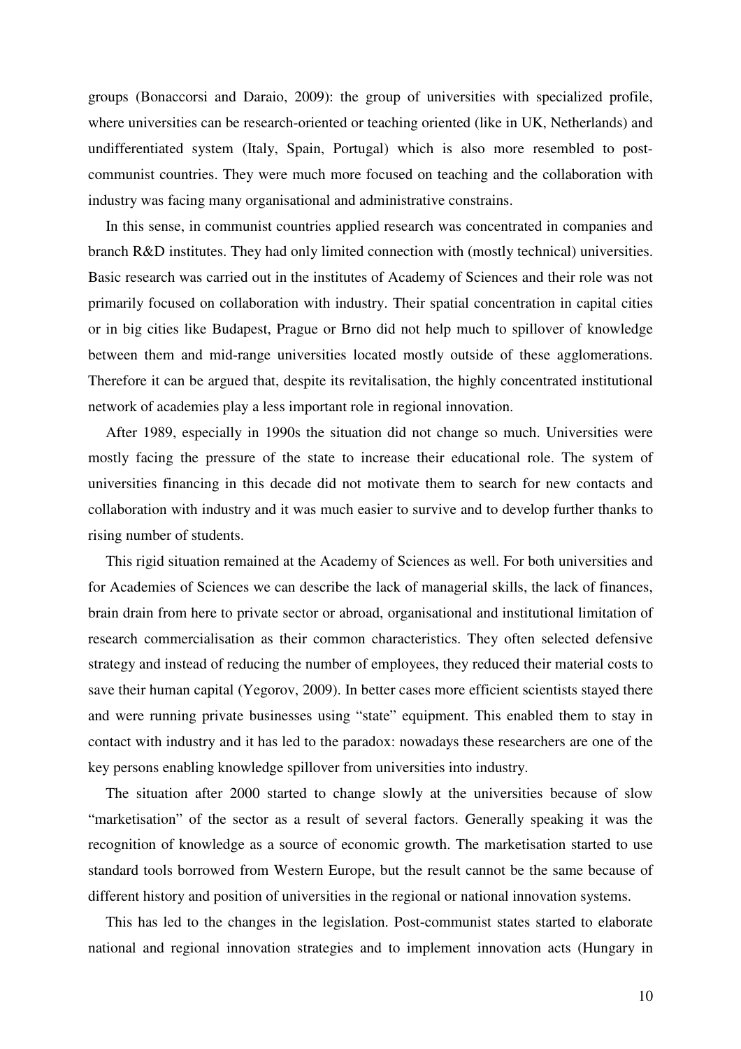groups (Bonaccorsi and Daraio, 2009): the group of universities with specialized profile, where universities can be research-oriented or teaching oriented (like in UK, Netherlands) and undifferentiated system (Italy, Spain, Portugal) which is also more resembled to post-communist countries. They were much more focused on teaching and the collaboration with industry was facing many organisational and administrative constrains.

In this sense, in communist countries applied research was concentrated in companies and branch R&D institutes. They had only limited connection with (mostly technical) universities. Basic research was carried out in the institutes of Academy of Sciences and their role was not primarily focused on collaboration with industry. Their spatial concentration in capital cities or in big cities like Budapest, Prague or Brno did not help much to spillover of knowledge between them and mid-range universities located mostly outside of these agglomerations. Therefore it can be argued that, despite its revitalisation, the highly concentrated institutional network of academies play a less important role in regional innovation.

After 1989, especially in 1990s the situation did not change so much. Universities were mostly facing the pressure of the state to increase their educational role. The system of universities financing in this decade did not motivate them to search for new contacts and collaboration with industry and it was much easier to survive and to develop further thanks to rising number of students.

This rigid situation remained at the Academy of Sciences as well. For both universities and for Academies of Sciences we can describe the lack of managerial skills, the lack of finances, brain drain from here to private sector or abroad, organisational and institutional limitation of research commercialisation as their common characteristics. They often selected defensive strategy and instead of reducing the number of employees, they reduced their material costs to save their human capital (Yegorov, 2009). In better cases more efficient scientists stayed there and were running private businesses using "state" equipment. This enabled them to stay in contact with industry and it has led to the paradox: nowadays these researchers are one of the key persons enabling knowledge spillover from universities into industry.

The situation after 2000 started to change slowly at the universities because of slow "marketisation" of the sector as a result of several factors. Generally speaking it was the recognition of knowledge as a source of economic growth. The marketisation started to use standard tools borrowed from Western Europe, but the result cannot be the same because of different history and position of universities in the regional or national innovation systems.

This has led to the changes in the legislation. Post-communist states started to elaborate national and regional innovation strategies and to implement innovation acts (Hungary in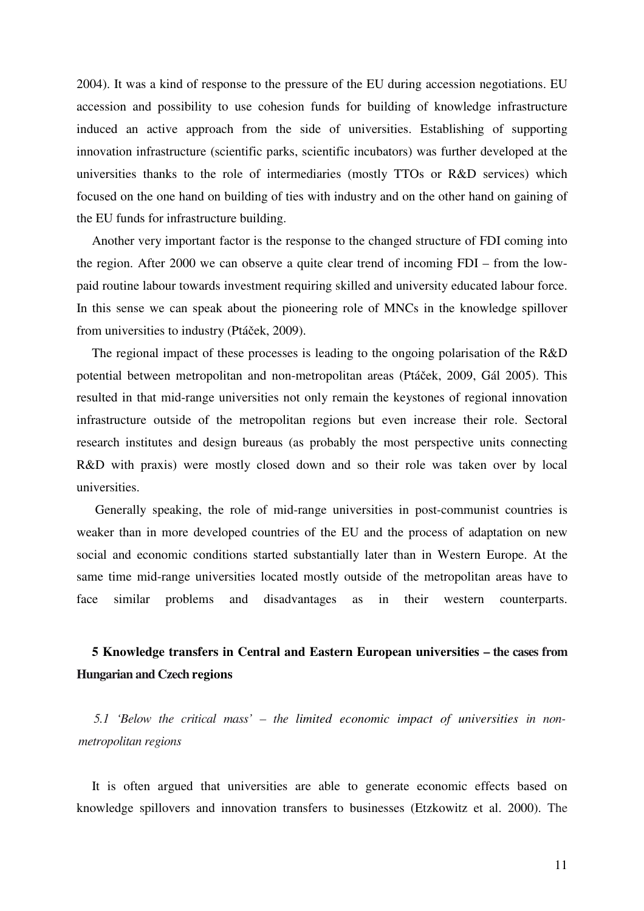2004). It was a kind of response to the pressure of the EU during accession negotiations. EU accession and possibility to use cohesion funds for building of knowledge infrastructure induced an active approach from the side of universities. Establishing of supporting innovation infrastructure (scientific parks, scientific incubators) was further developed at the universities thanks to the role of intermediaries (mostly TTOs or R&D services) which focused on the one hand on building of ties with industry and on the other hand on gaining of the EU funds for infrastructure building.

Another very important factor is the response to the changed structure of FDI coming into the region. After 2000 we can observe a quite clear trend of incoming FDI – from the low-paid routine labour towards investment requiring skilled and university educated labour force. In this sense we can speak about the pioneering role of MNCs in the knowledge spillover from universities to industry (Ptáček, 2009).

The regional impact of these processes is leading to the ongoing polarisation of the R&D potential between metropolitan and non-metropolitan areas (Ptáček, 2009, Gál 2005). This resulted in that mid-range universities not only remain the keystones of regional innovation infrastructure outside of the metropolitan regions but even increase their role. Sectoral research institutes and design bureaus (as probably the most perspective units connecting R&D with praxis) were mostly closed down and so their role was taken over by local universities.

Generally speaking, the role of mid-range universities in post-communist countries is weaker than in more developed countries of the EU and the process of adaptation on new social and economic conditions started substantially later than in Western Europe. At the same time mid-range universities located mostly outside of the metropolitan areas have to face similar problems and disadvantages as in their western counterparts.

## 5 Knowledge transfers in Central and Eastern European universities – the cases from Hungarian and Czech regions

### *5.1 'Below the critical mass' – the limited economic impact of universities in non-metropolitan regions*

It is often argued that universities are able to generate economic effects based on knowledge spillovers and innovation transfers to businesses (Etzkowitz et al. 2000). The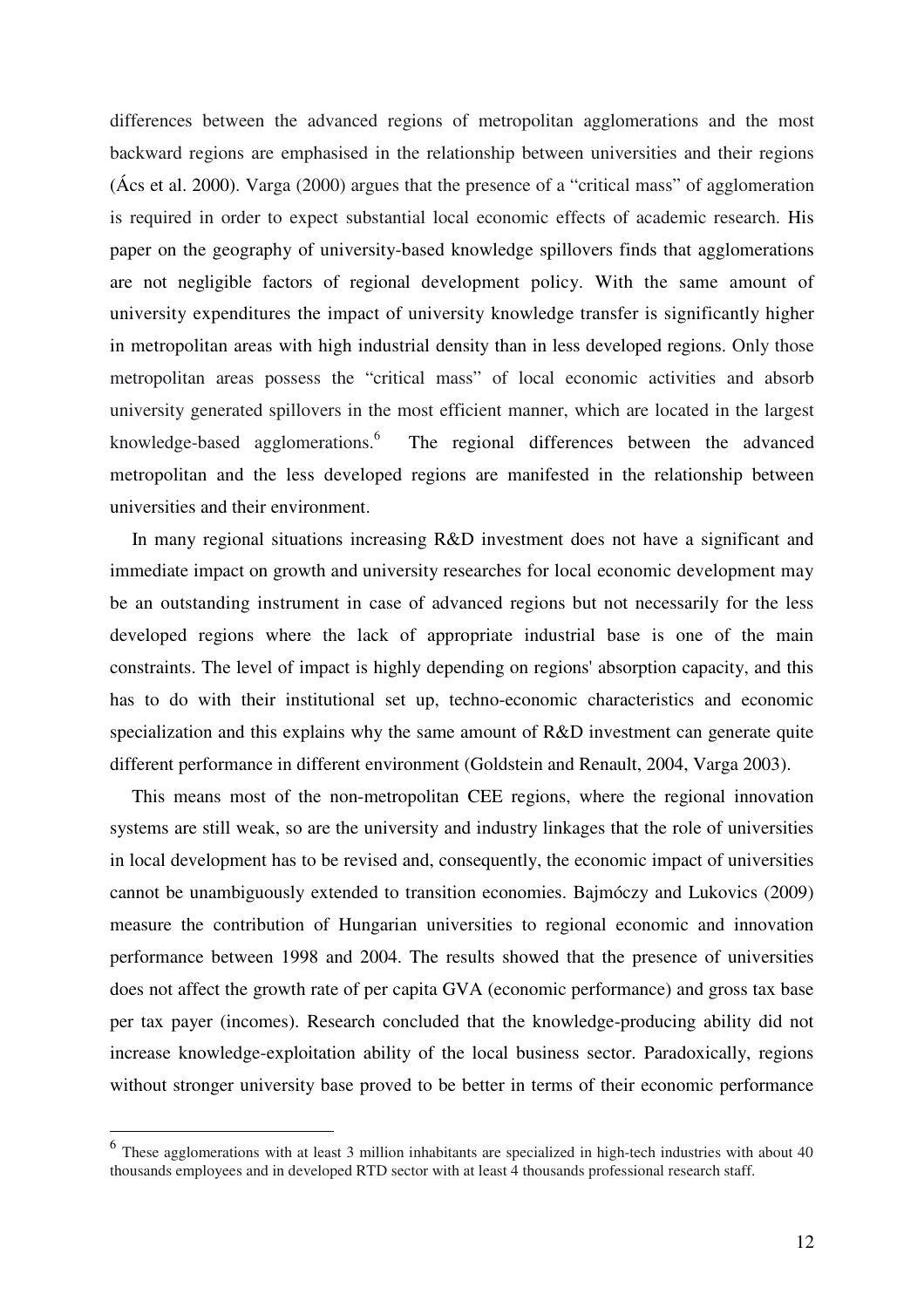differences between the advanced regions of metropolitan agglomerations and the most backward regions are emphasised in the relationship between universities and their regions (Ács et al. 2000). Varga (2000) argues that the presence of a "critical mass" of agglomeration is required in order to expect substantial local economic effects of academic research. His paper on the geography of university-based knowledge spillovers finds that agglomerations are not negligible factors of regional development policy. With the same amount of university expenditures the impact of university knowledge transfer is significantly higher in metropolitan areas with high industrial density than in less developed regions. Only those metropolitan areas possess the "critical mass" of local economic activities and absorb university generated spillovers in the most efficient manner, which are located in the largest knowledge-based agglomerations.[6] The regional differences between the advanced metropolitan and the less developed regions are manifested in the relationship between universities and their environment.

In many regional situations increasing R&D investment does not have a significant and immediate impact on growth and university researches for local economic development may be an outstanding instrument in case of advanced regions but not necessarily for the less developed regions where the lack of appropriate industrial base is one of the main constraints. The level of impact is highly depending on regions' absorption capacity, and this has to do with their institutional set up, techno-economic characteristics and economic specialization and this explains why the same amount of R&D investment can generate quite different performance in different environment (Goldstein and Renault, 2004, Varga 2003).

This means most of the non-metropolitan CEE regions, where the regional innovation systems are still weak, so are the university and industry linkages that the role of universities in local development has to be revised and, consequently, the economic impact of universities cannot be unambiguously extended to transition economies. Bajmóczy and Lukovics (2009) measure the contribution of Hungarian universities to regional economic and innovation performance between 1998 and 2004. The results showed that the presence of universities does not affect the growth rate of per capita GVA (economic performance) and gross tax base per tax payer (incomes). Research concluded that the knowledge-producing ability did not increase knowledge-exploitation ability of the local business sector. Paradoxically, regions without stronger university base proved to be better in terms of their economic performance

[6] These agglomerations with at least 3 million inhabitants are specialized in high-tech industries with about 40 thousands employees and in developed RTD sector with at least 4 thousands professional research staff.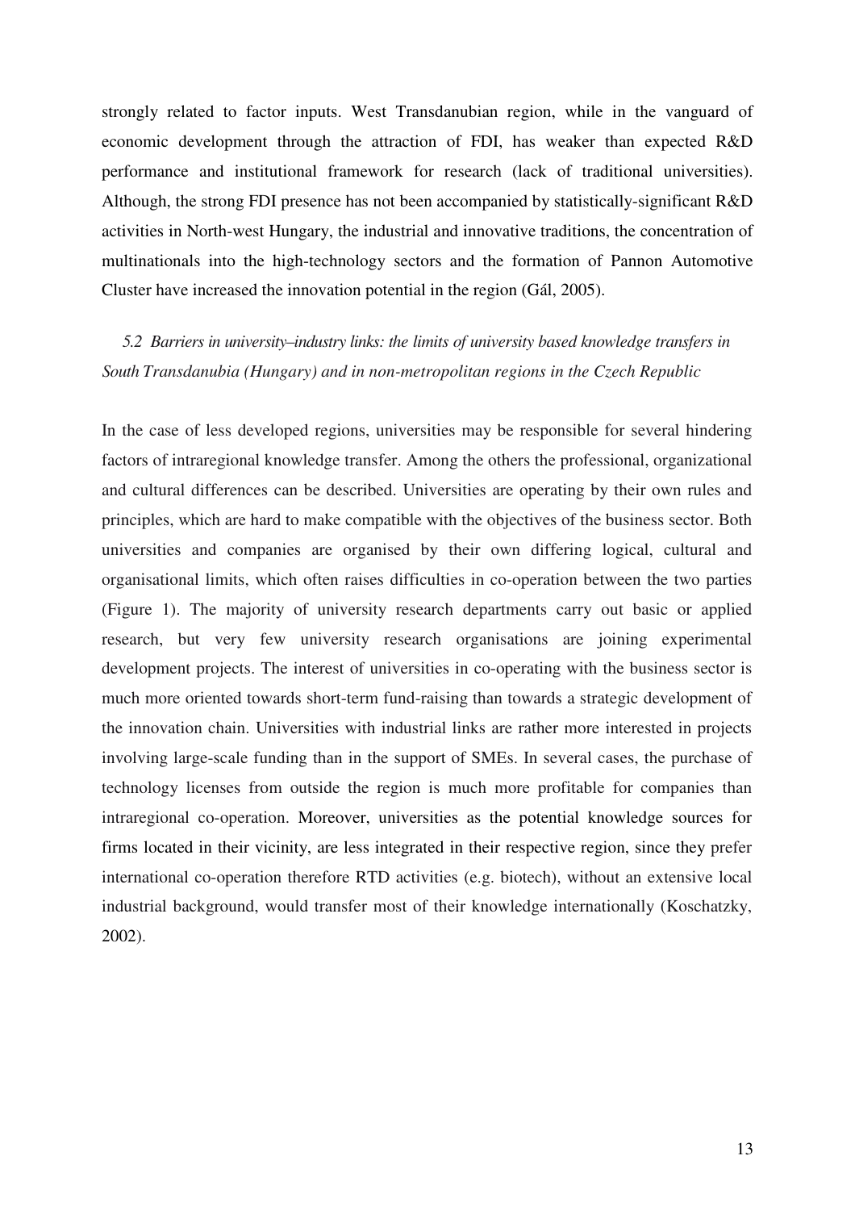strongly related to factor inputs. West Transdanubian region, while in the vanguard of economic development through the attraction of FDI, has weaker than expected R&D performance and institutional framework for research (lack of traditional universities). Although, the strong FDI presence has not been accompanied by statistically-significant R&D activities in North-west Hungary, the industrial and innovative traditions, the concentration of multinationals into the high-technology sectors and the formation of Pannon Automotive Cluster have increased the innovation potential in the region (Gál, 2005).

### *5.2 Barriers in university–industry links: the limits of university based knowledge transfers in South Transdanubia (Hungary) and in non-metropolitan regions in the Czech Republic*

In the case of less developed regions, universities may be responsible for several hindering factors of intraregional knowledge transfer. Among the others the professional, organizational and cultural differences can be described. Universities are operating by their own rules and principles, which are hard to make compatible with the objectives of the business sector. Both universities and companies are organised by their own differing logical, cultural and organisational limits, which often raises difficulties in co-operation between the two parties (Figure 1). The majority of university research departments carry out basic or applied research, but very few university research organisations are joining experimental development projects. The interest of universities in co-operating with the business sector is much more oriented towards short-term fund-raising than towards a strategic development of the innovation chain. Universities with industrial links are rather more interested in projects involving large-scale funding than in the support of SMEs. In several cases, the purchase of technology licenses from outside the region is much more profitable for companies than intraregional co-operation. Moreover, universities as the potential knowledge sources for firms located in their vicinity, are less integrated in their respective region, since they prefer international co-operation therefore RTD activities (e.g. biotech), without an extensive local industrial background, would transfer most of their knowledge internationally (Koschatzky, 2002).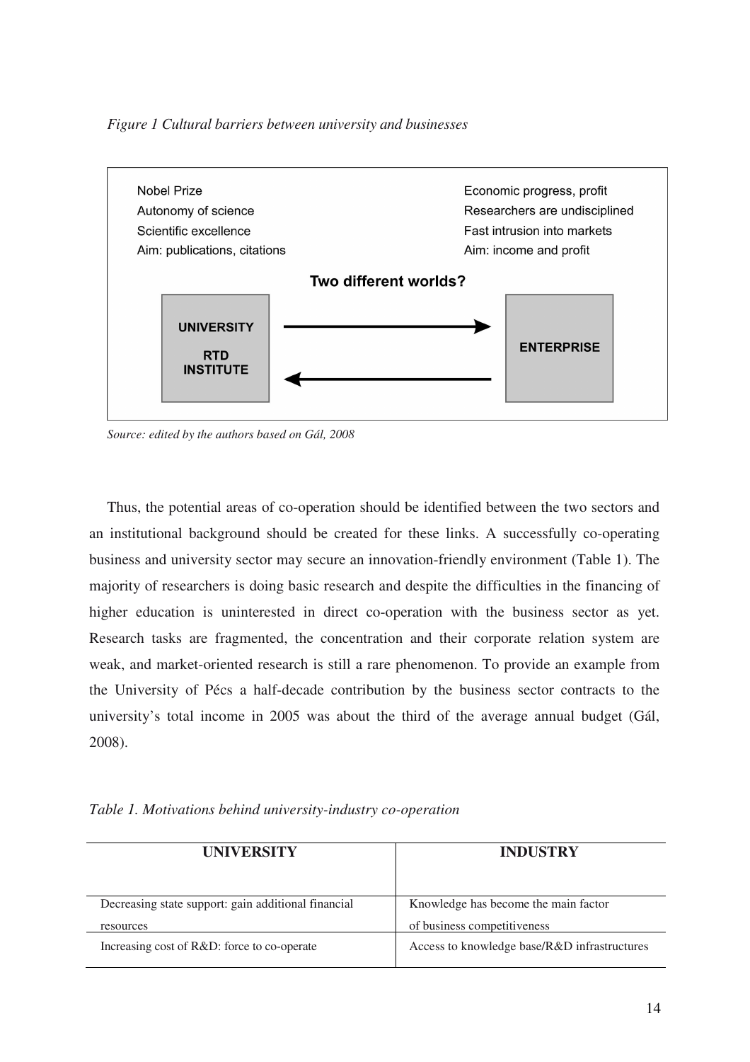*Figure 1 Cultural barriers between university and businesses*

Nobel Prize
Autonomy of science
Scientific excellence
Aim: publications, citations

Economic progress, profit
Researchers are undisciplined
Fast intrusion into markets
Aim: income and profit

**Two different worlds?**

**UNIVERSITY RTD INSTITUTE** ⇄ **ENTERPRISE**

*Source: edited by the authors based on Gál, 2008*

Thus, the potential areas of co-operation should be identified between the two sectors and an institutional background should be created for these links. A successfully co-operating business and university sector may secure an innovation-friendly environment (Table 1). The majority of researchers is doing basic research and despite the difficulties in the financing of higher education is uninterested in direct co-operation with the business sector as yet. Research tasks are fragmented, the concentration and their corporate relation system are weak, and market-oriented research is still a rare phenomenon. To provide an example from the University of Pécs a half-decade contribution by the business sector contracts to the university's total income in 2005 was about the third of the average annual budget (Gál, 2008).

*Table 1. Motivations behind university-industry co-operation*

| UNIVERSITY | INDUSTRY |
| --- | --- |
| Decreasing state support: gain additional financial resources | Knowledge has become the main factor of business competitiveness |
| Increasing cost of R&D: force to co-operate | Access to knowledge base/R&D infrastructures |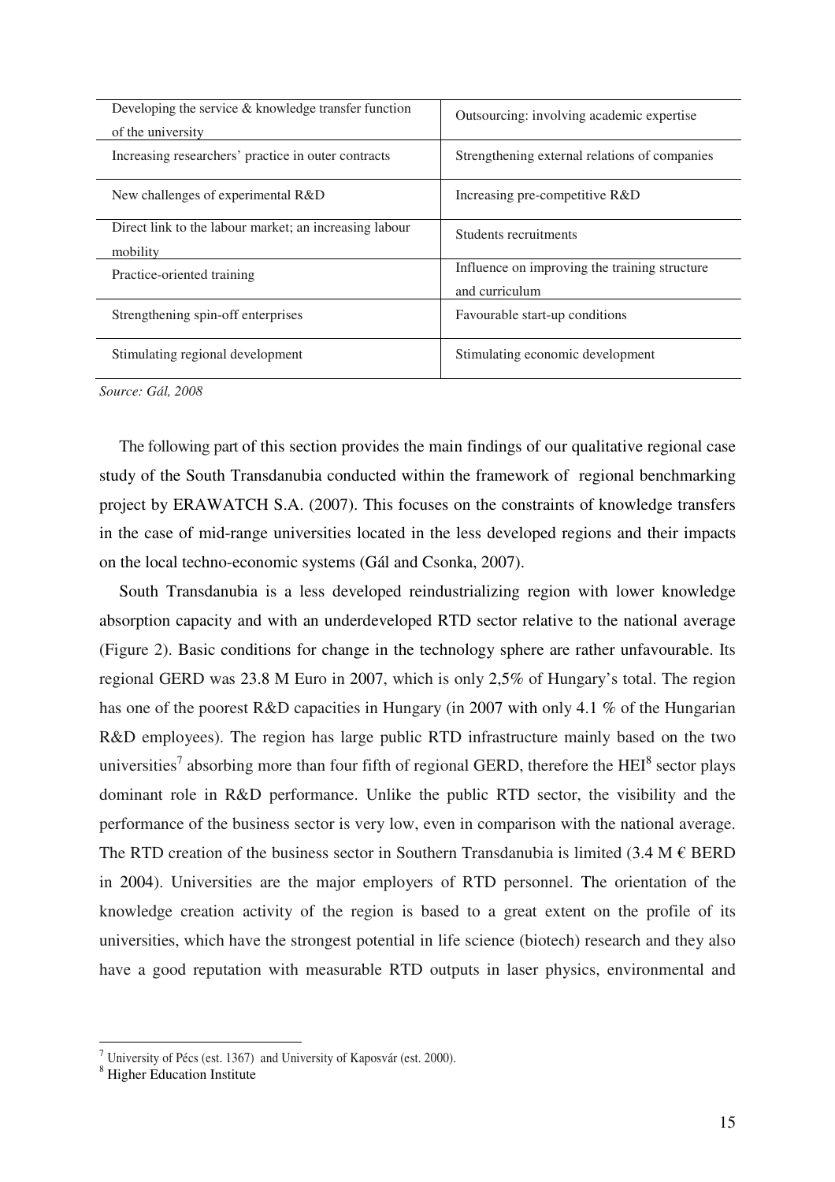| | |
|---|---|
| Developing the service & knowledge transfer function of the university | Outsourcing: involving academic expertise |
| Increasing researchers' practice in outer contracts | Strengthening external relations of companies |
| New challenges of experimental R&D | Increasing pre-competitive R&D |
| Direct link to the labour market; an increasing labour mobility | Students recruitments |
| Practice-oriented training | Influence on improving the training structure and curriculum |
| Strengthening spin-off enterprises | Favourable start-up conditions |
| Stimulating regional development | Stimulating economic development |

*Source: Gál, 2008*

The following part of this section provides the main findings of our qualitative regional case study of the South Transdanubia conducted within the framework of regional benchmarking project by ERAWATCH S.A. (2007). This focuses on the constraints of knowledge transfers in the case of mid-range universities located in the less developed regions and their impacts on the local techno-economic systems (Gál and Csonka, 2007).

South Transdanubia is a less developed reindustrializing region with lower knowledge absorption capacity and with an underdeveloped RTD sector relative to the national average (Figure 2). Basic conditions for change in the technology sphere are rather unfavourable. Its regional GERD was 23.8 M Euro in 2007, which is only 2,5% of Hungary's total. The region has one of the poorest R&D capacities in Hungary (in 2007 with only 4.1 % of the Hungarian R&D employees). The region has large public RTD infrastructure mainly based on the two universities[7] absorbing more than four fifth of regional GERD, therefore the HEI[8] sector plays dominant role in R&D performance. Unlike the public RTD sector, the visibility and the performance of the business sector is very low, even in comparison with the national average. The RTD creation of the business sector in Southern Transdanubia is limited (3.4 M € BERD in 2004). Universities are the major employers of RTD personnel. The orientation of the knowledge creation activity of the region is based to a great extent on the profile of its universities, which have the strongest potential in life science (biotech) research and they also have a good reputation with measurable RTD outputs in laser physics, environmental and

[7] University of Pécs (est. 1367) and University of Kaposvár (est. 2000).

[8] Higher Education Institute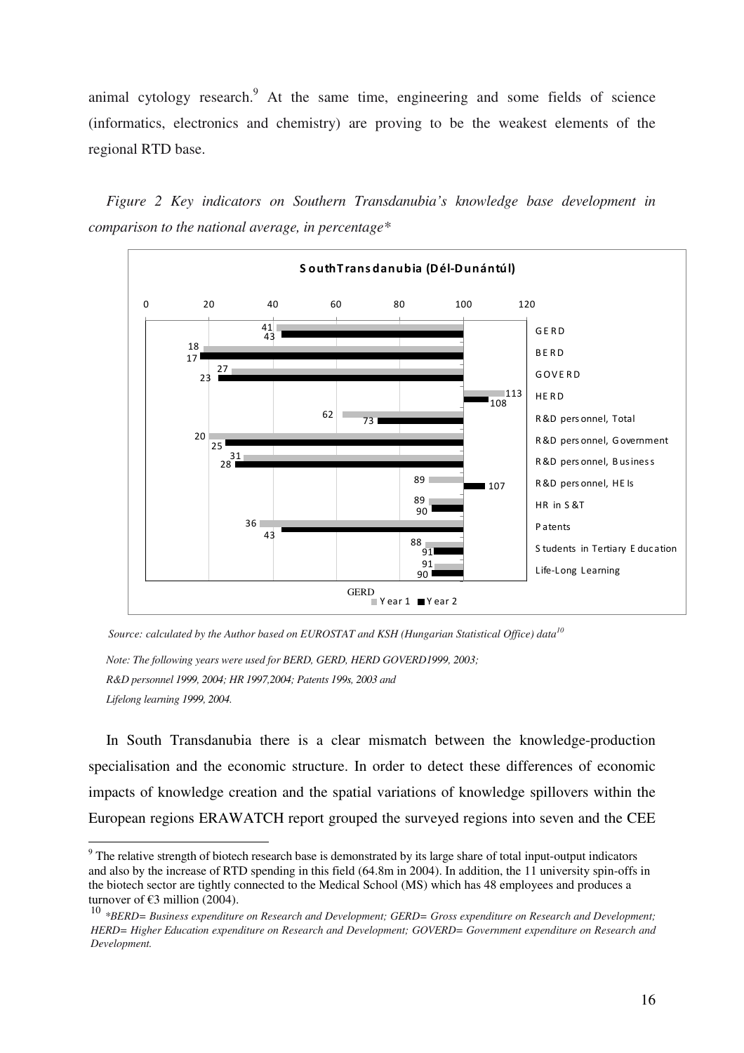animal cytology research.[9] At the same time, engineering and some fields of science (informatics, electronics and chemistry) are proving to be the weakest elements of the regional RTD base.

*Figure 2 Key indicators on Southern Transdanubia's knowledge base development in comparison to the national average, in percentage\**

**SouthTransdanubia (Dél-Dunántúl)**

| Indicator | Year 1 | Year 2 |
|---|---|---|
| GERD | 41 | 43 |
| BERD | 18 | 17 |
| GOVERD | 27 | 23 |
| HERD | 113 | 108 |
| R&D personnel, Total | 62 | 73 |
| R&D personnel, Government | 20 | 25 |
| R&D personnel, Business | 31 | 28 |
| R&D personnel, HEIs | 89 | 107 |
| HR in S&T | 89 | 90 |
| Patents | 36 | 43 |
| Students in Tertiary Education | 88 | 91 |
| Life-Long Learning | 91 | 90 |

*Source: calculated by the Author based on EUROSTAT and KSH (Hungarian Statistical Office) data[10]*

*Note: The following years were used for BERD, GERD, HERD GOVERD1999, 2003; R&D personnel 1999, 2004; HR 1997,2004; Patents 199s, 2003 and Lifelong learning 1999, 2004.*

In South Transdanubia there is a clear mismatch between the knowledge-production specialisation and the economic structure. In order to detect these differences of economic impacts of knowledge creation and the spatial variations of knowledge spillovers within the European regions ERAWATCH report grouped the surveyed regions into seven and the CEE

---

[9] The relative strength of biotech research base is demonstrated by its large share of total input-output indicators and also by the increase of RTD spending in this field (64.8m in 2004). In addition, the 11 university spin-offs in the biotech sector are tightly connected to the Medical School (MS) which has 48 employees and produces a turnover of €3 million (2004).

[10] *\*BERD= Business expenditure on Research and Development; GERD= Gross expenditure on Research and Development; HERD= Higher Education expenditure on Research and Development; GOVERD= Government expenditure on Research and Development.*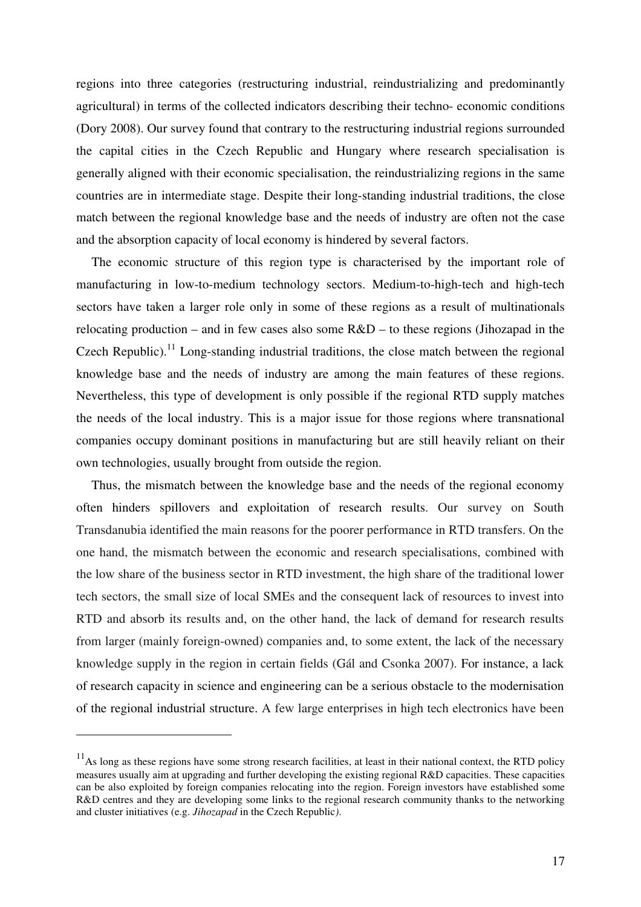regions into three categories (restructuring industrial, reindustrializing and predominantly agricultural) in terms of the collected indicators describing their techno- economic conditions (Dory 2008). Our survey found that contrary to the restructuring industrial regions surrounded the capital cities in the Czech Republic and Hungary where research specialisation is generally aligned with their economic specialisation, the reindustrializing regions in the same countries are in intermediate stage. Despite their long-standing industrial traditions, the close match between the regional knowledge base and the needs of industry are often not the case and the absorption capacity of local economy is hindered by several factors.

The economic structure of this region type is characterised by the important role of manufacturing in low-to-medium technology sectors. Medium-to-high-tech and high-tech sectors have taken a larger role only in some of these regions as a result of multinationals relocating production – and in few cases also some R&D – to these regions (Jihozapad in the Czech Republic).[11] Long-standing industrial traditions, the close match between the regional knowledge base and the needs of industry are among the main features of these regions. Nevertheless, this type of development is only possible if the regional RTD supply matches the needs of the local industry. This is a major issue for those regions where transnational companies occupy dominant positions in manufacturing but are still heavily reliant on their own technologies, usually brought from outside the region.

Thus, the mismatch between the knowledge base and the needs of the regional economy often hinders spillovers and exploitation of research results. Our survey on South Transdanubia identified the main reasons for the poorer performance in RTD transfers. On the one hand, the mismatch between the economic and research specialisations, combined with the low share of the business sector in RTD investment, the high share of the traditional lower tech sectors, the small size of local SMEs and the consequent lack of resources to invest into RTD and absorb its results and, on the other hand, the lack of demand for research results from larger (mainly foreign-owned) companies and, to some extent, the lack of the necessary knowledge supply in the region in certain fields (Gál and Csonka 2007). For instance, a lack of research capacity in science and engineering can be a serious obstacle to the modernisation of the regional industrial structure. A few large enterprises in high tech electronics have been

---

[11] As long as these regions have some strong research facilities, at least in their national context, the RTD policy measures usually aim at upgrading and further developing the existing regional R&D capacities. These capacities can be also exploited by foreign companies relocating into the region. Foreign investors have established some R&D centres and they are developing some links to the regional research community thanks to the networking and cluster initiatives (e.g. *Jihozapad* in the Czech Republic*)*.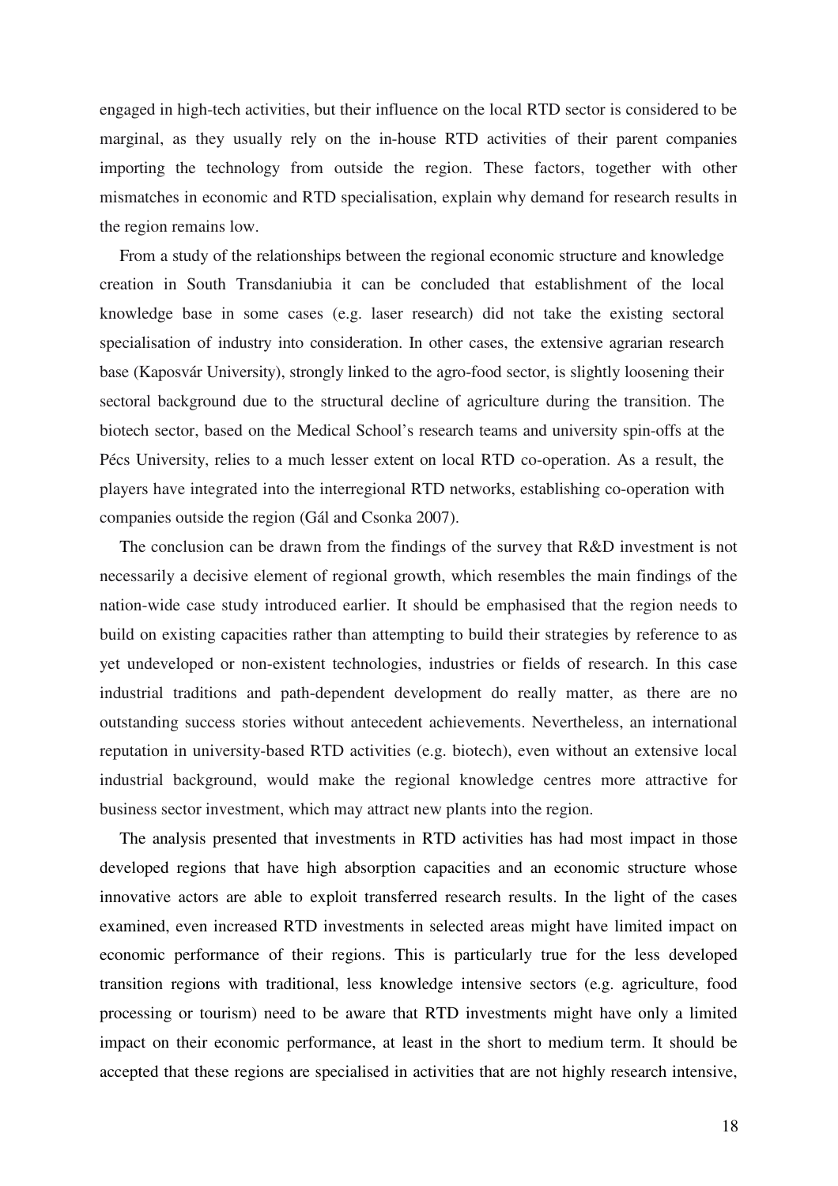engaged in high-tech activities, but their influence on the local RTD sector is considered to be marginal, as they usually rely on the in-house RTD activities of their parent companies importing the technology from outside the region. These factors, together with other mismatches in economic and RTD specialisation, explain why demand for research results in the region remains low.

From a study of the relationships between the regional economic structure and knowledge creation in South Transdaniubia it can be concluded that establishment of the local knowledge base in some cases (e.g. laser research) did not take the existing sectoral specialisation of industry into consideration. In other cases, the extensive agrarian research base (Kaposvár University), strongly linked to the agro-food sector, is slightly loosening their sectoral background due to the structural decline of agriculture during the transition. The biotech sector, based on the Medical School's research teams and university spin-offs at the Pécs University, relies to a much lesser extent on local RTD co-operation. As a result, the players have integrated into the interregional RTD networks, establishing co-operation with companies outside the region (Gál and Csonka 2007).

The conclusion can be drawn from the findings of the survey that R&D investment is not necessarily a decisive element of regional growth, which resembles the main findings of the nation-wide case study introduced earlier. It should be emphasised that the region needs to build on existing capacities rather than attempting to build their strategies by reference to as yet undeveloped or non-existent technologies, industries or fields of research. In this case industrial traditions and path-dependent development do really matter, as there are no outstanding success stories without antecedent achievements. Nevertheless, an international reputation in university-based RTD activities (e.g. biotech), even without an extensive local industrial background, would make the regional knowledge centres more attractive for business sector investment, which may attract new plants into the region.

The analysis presented that investments in RTD activities has had most impact in those developed regions that have high absorption capacities and an economic structure whose innovative actors are able to exploit transferred research results. In the light of the cases examined, even increased RTD investments in selected areas might have limited impact on economic performance of their regions. This is particularly true for the less developed transition regions with traditional, less knowledge intensive sectors (e.g. agriculture, food processing or tourism) need to be aware that RTD investments might have only a limited impact on their economic performance, at least in the short to medium term. It should be accepted that these regions are specialised in activities that are not highly research intensive,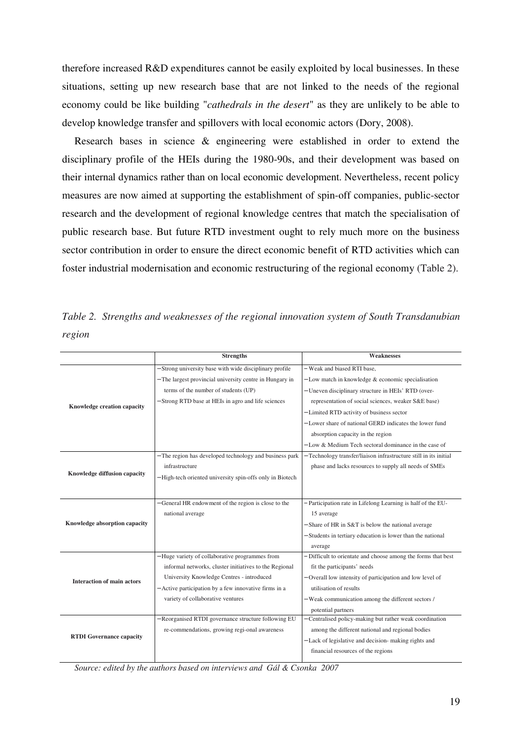therefore increased R&D expenditures cannot be easily exploited by local businesses. In these situations, setting up new research base that are not linked to the needs of the regional economy could be like building "*cathedrals in the desert*" as they are unlikely to be able to develop knowledge transfer and spillovers with local economic actors (Dory, 2008).

Research bases in science & engineering were established in order to extend the disciplinary profile of the HEIs during the 1980-90s, and their development was based on their internal dynamics rather than on local economic development. Nevertheless, recent policy measures are now aimed at supporting the establishment of spin-off companies, public-sector research and the development of regional knowledge centres that match the specialisation of public research base. But future RTD investment ought to rely much more on the business sector contribution in order to ensure the direct economic benefit of RTD activities which can foster industrial modernisation and economic restructuring of the regional economy (Table 2).

*Table 2. Strengths and weaknesses of the regional innovation system of South Transdanubian region*

| | **Strengths** | **Weaknesses** |
|---|---|---|
| **Knowledge creation capacity** | −Strong university base with wide disciplinary profile<br>−The largest provincial university centre in Hungary in terms of the number of students (UP)<br>−Strong RTD base at HEIs in agro and life sciences | − Weak and biased RTI base,<br>−Low match in knowledge & economic specialisation<br>−Uneven disciplinary structure in HEIs' RTD (over-representation of social sciences, weaker S&E base)<br>−Limited RTD activity of business sector<br>−Lower share of national GERD indicates the lower fund absorption capacity in the region<br>−Low & Medium Tech sectoral dominance in the case of |
| **Knowledge diffusion capacity** | −The region has developed technology and business park infrastructure<br>−High-tech oriented university spin-offs only in Biotech | −Technology transfer/liaison infrastructure still in its initial phase and lacks resources to supply all needs of SMEs |
| **Knowledge absorption capacity** | −General HR endowment of the region is close to the national average | − Participation rate in Lifelong Learning is half of the EU-15 average<br>−Share of HR in S&T is below the national average<br>−Students in tertiary education is lower than the national average |
| **Interaction of main actors** | −Huge variety of collaborative programmes from informal networks, cluster initiatives to the Regional University Knowledge Centres - introduced<br>−Active participation by a few innovative firms in a variety of collaborative ventures | − Difficult to orientate and choose among the forms that best fit the participants' needs<br>−Overall low intensity of participation and low level of utilisation of results<br>−Weak communication among the different sectors / potential partners |
| **RTDI Governance capacity** | −Reorganised RTDI governance structure following EU re-commendations, growing regi-onal awareness | −Centralised policy-making but rather weak coordination among the different national and regional bodies<br>−Lack of legislative and decision- making rights and financial resources of the regions |

*Source: edited by the authors based on interviews and Gál & Csonka 2007*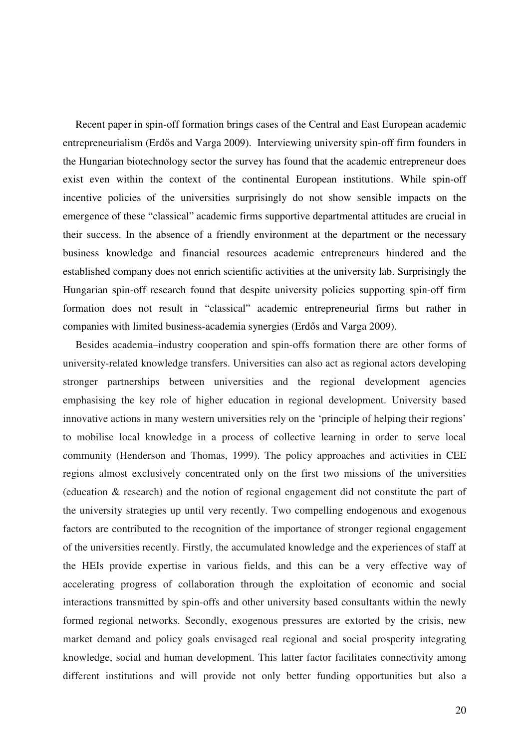Recent paper in spin-off formation brings cases of the Central and East European academic entrepreneurialism (Erdős and Varga 2009). Interviewing university spin-off firm founders in the Hungarian biotechnology sector the survey has found that the academic entrepreneur does exist even within the context of the continental European institutions. While spin-off incentive policies of the universities surprisingly do not show sensible impacts on the emergence of these "classical" academic firms supportive departmental attitudes are crucial in their success. In the absence of a friendly environment at the department or the necessary business knowledge and financial resources academic entrepreneurs hindered and the established company does not enrich scientific activities at the university lab. Surprisingly the Hungarian spin-off research found that despite university policies supporting spin-off firm formation does not result in "classical" academic entrepreneurial firms but rather in companies with limited business-academia synergies (Erdős and Varga 2009).

Besides academia–industry cooperation and spin-offs formation there are other forms of university-related knowledge transfers. Universities can also act as regional actors developing stronger partnerships between universities and the regional development agencies emphasising the key role of higher education in regional development. University based innovative actions in many western universities rely on the 'principle of helping their regions' to mobilise local knowledge in a process of collective learning in order to serve local community (Henderson and Thomas, 1999). The policy approaches and activities in CEE regions almost exclusively concentrated only on the first two missions of the universities (education & research) and the notion of regional engagement did not constitute the part of the university strategies up until very recently. Two compelling endogenous and exogenous factors are contributed to the recognition of the importance of stronger regional engagement of the universities recently. Firstly, the accumulated knowledge and the experiences of staff at the HEIs provide expertise in various fields, and this can be a very effective way of accelerating progress of collaboration through the exploitation of economic and social interactions transmitted by spin-offs and other university based consultants within the newly formed regional networks. Secondly, exogenous pressures are extorted by the crisis, new market demand and policy goals envisaged real regional and social prosperity integrating knowledge, social and human development. This latter factor facilitates connectivity among different institutions and will provide not only better funding opportunities but also a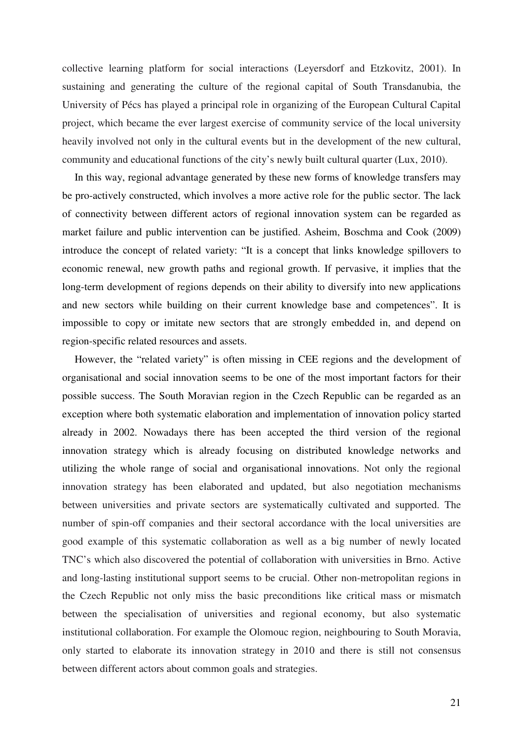collective learning platform for social interactions (Leyersdorf and Etzkovitz, 2001). In sustaining and generating the culture of the regional capital of South Transdanubia, the University of Pécs has played a principal role in organizing of the European Cultural Capital project, which became the ever largest exercise of community service of the local university heavily involved not only in the cultural events but in the development of the new cultural, community and educational functions of the city's newly built cultural quarter (Lux, 2010).

In this way, regional advantage generated by these new forms of knowledge transfers may be pro-actively constructed, which involves a more active role for the public sector. The lack of connectivity between different actors of regional innovation system can be regarded as market failure and public intervention can be justified. Asheim, Boschma and Cook (2009) introduce the concept of related variety: "It is a concept that links knowledge spillovers to economic renewal, new growth paths and regional growth. If pervasive, it implies that the long-term development of regions depends on their ability to diversify into new applications and new sectors while building on their current knowledge base and competences". It is impossible to copy or imitate new sectors that are strongly embedded in, and depend on region-specific related resources and assets.

However, the "related variety" is often missing in CEE regions and the development of organisational and social innovation seems to be one of the most important factors for their possible success. The South Moravian region in the Czech Republic can be regarded as an exception where both systematic elaboration and implementation of innovation policy started already in 2002. Nowadays there has been accepted the third version of the regional innovation strategy which is already focusing on distributed knowledge networks and utilizing the whole range of social and organisational innovations. Not only the regional innovation strategy has been elaborated and updated, but also negotiation mechanisms between universities and private sectors are systematically cultivated and supported. The number of spin-off companies and their sectoral accordance with the local universities are good example of this systematic collaboration as well as a big number of newly located TNC's which also discovered the potential of collaboration with universities in Brno. Active and long-lasting institutional support seems to be crucial. Other non-metropolitan regions in the Czech Republic not only miss the basic preconditions like critical mass or mismatch between the specialisation of universities and regional economy, but also systematic institutional collaboration. For example the Olomouc region, neighbouring to South Moravia, only started to elaborate its innovation strategy in 2010 and there is still not consensus between different actors about common goals and strategies.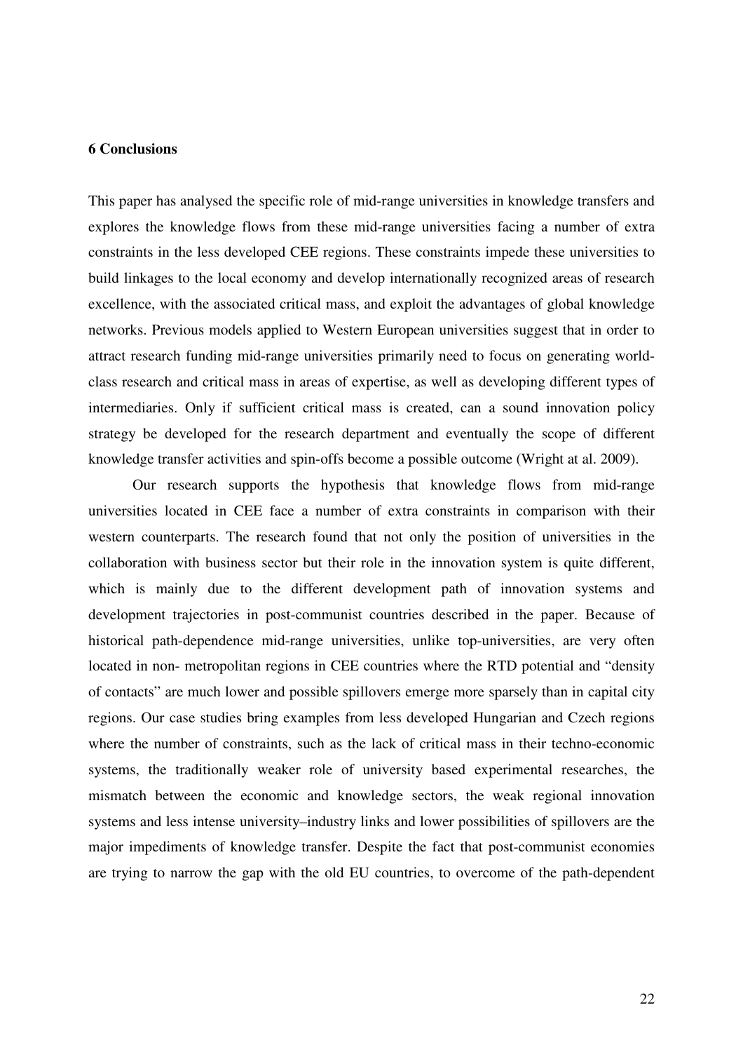## 6 Conclusions

This paper has analysed the specific role of mid-range universities in knowledge transfers and explores the knowledge flows from these mid-range universities facing a number of extra constraints in the less developed CEE regions. These constraints impede these universities to build linkages to the local economy and develop internationally recognized areas of research excellence, with the associated critical mass, and exploit the advantages of global knowledge networks. Previous models applied to Western European universities suggest that in order to attract research funding mid-range universities primarily need to focus on generating world-class research and critical mass in areas of expertise, as well as developing different types of intermediaries. Only if sufficient critical mass is created, can a sound innovation policy strategy be developed for the research department and eventually the scope of different knowledge transfer activities and spin-offs become a possible outcome (Wright at al. 2009).

Our research supports the hypothesis that knowledge flows from mid-range universities located in CEE face a number of extra constraints in comparison with their western counterparts. The research found that not only the position of universities in the collaboration with business sector but their role in the innovation system is quite different, which is mainly due to the different development path of innovation systems and development trajectories in post-communist countries described in the paper. Because of historical path-dependence mid-range universities, unlike top-universities, are very often located in non- metropolitan regions in CEE countries where the RTD potential and "density of contacts" are much lower and possible spillovers emerge more sparsely than in capital city regions. Our case studies bring examples from less developed Hungarian and Czech regions where the number of constraints, such as the lack of critical mass in their techno-economic systems, the traditionally weaker role of university based experimental researches, the mismatch between the economic and knowledge sectors, the weak regional innovation systems and less intense university–industry links and lower possibilities of spillovers are the major impediments of knowledge transfer. Despite the fact that post-communist economies are trying to narrow the gap with the old EU countries, to overcome of the path-dependent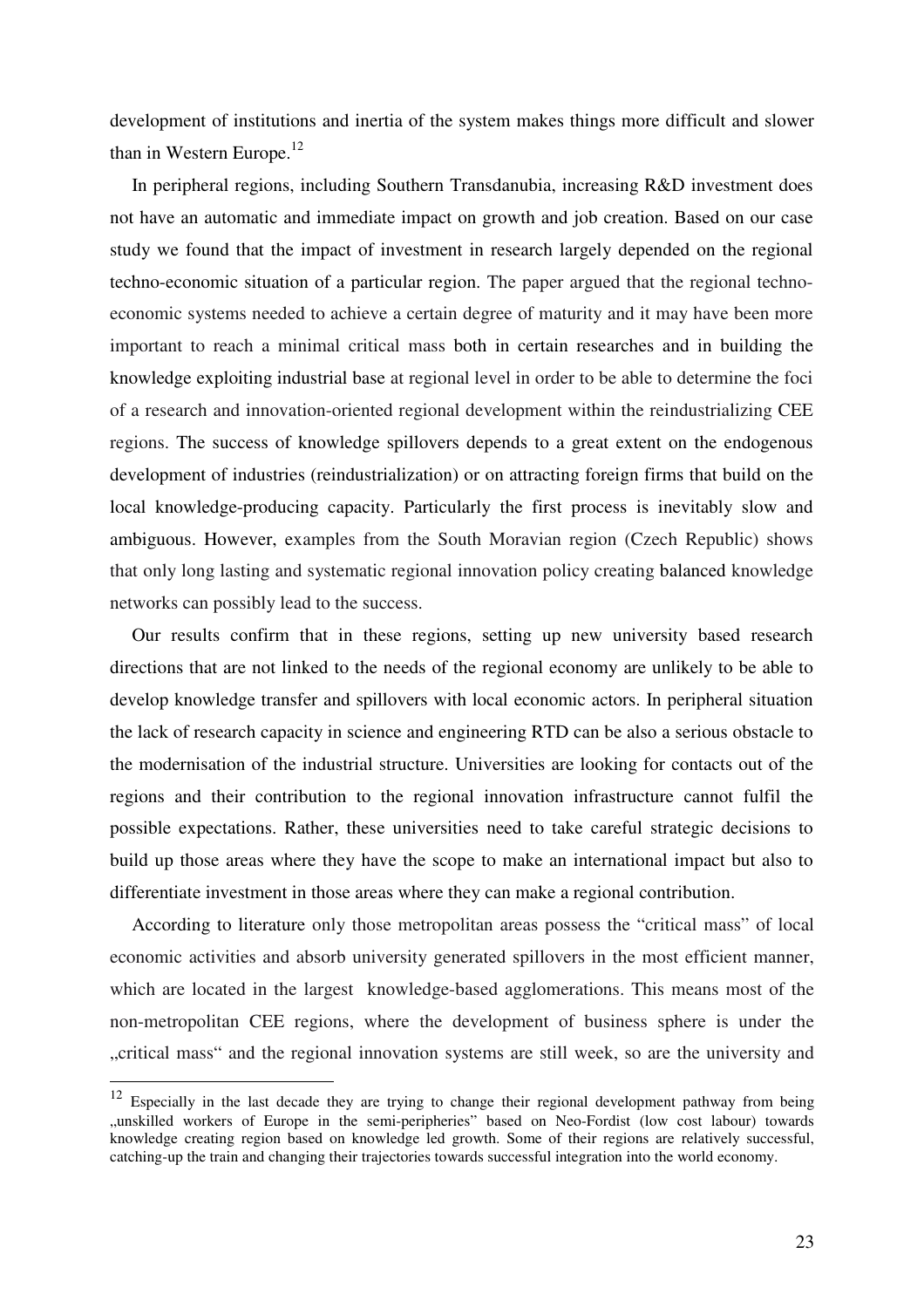development of institutions and inertia of the system makes things more difficult and slower than in Western Europe.[12]

In peripheral regions, including Southern Transdanubia, increasing R&D investment does not have an automatic and immediate impact on growth and job creation. Based on our case study we found that the impact of investment in research largely depended on the regional techno-economic situation of a particular region. The paper argued that the regional techno-economic systems needed to achieve a certain degree of maturity and it may have been more important to reach a minimal critical mass both in certain researches and in building the knowledge exploiting industrial base at regional level in order to be able to determine the foci of a research and innovation-oriented regional development within the reindustrializing CEE regions. The success of knowledge spillovers depends to a great extent on the endogenous development of industries (reindustrialization) or on attracting foreign firms that build on the local knowledge-producing capacity. Particularly the first process is inevitably slow and ambiguous. However, examples from the South Moravian region (Czech Republic) shows that only long lasting and systematic regional innovation policy creating balanced knowledge networks can possibly lead to the success.

Our results confirm that in these regions, setting up new university based research directions that are not linked to the needs of the regional economy are unlikely to be able to develop knowledge transfer and spillovers with local economic actors. In peripheral situation the lack of research capacity in science and engineering RTD can be also a serious obstacle to the modernisation of the industrial structure. Universities are looking for contacts out of the regions and their contribution to the regional innovation infrastructure cannot fulfil the possible expectations. Rather, these universities need to take careful strategic decisions to build up those areas where they have the scope to make an international impact but also to differentiate investment in those areas where they can make a regional contribution.

According to literature only those metropolitan areas possess the "critical mass" of local economic activities and absorb university generated spillovers in the most efficient manner, which are located in the largest knowledge-based agglomerations. This means most of the non-metropolitan CEE regions, where the development of business sphere is under the „critical mass" and the regional innovation systems are still week, so are the university and

[12] Especially in the last decade they are trying to change their regional development pathway from being „unskilled workers of Europe in the semi-peripheries" based on Neo-Fordist (low cost labour) towards knowledge creating region based on knowledge led growth. Some of their regions are relatively successful, catching-up the train and changing their trajectories towards successful integration into the world economy.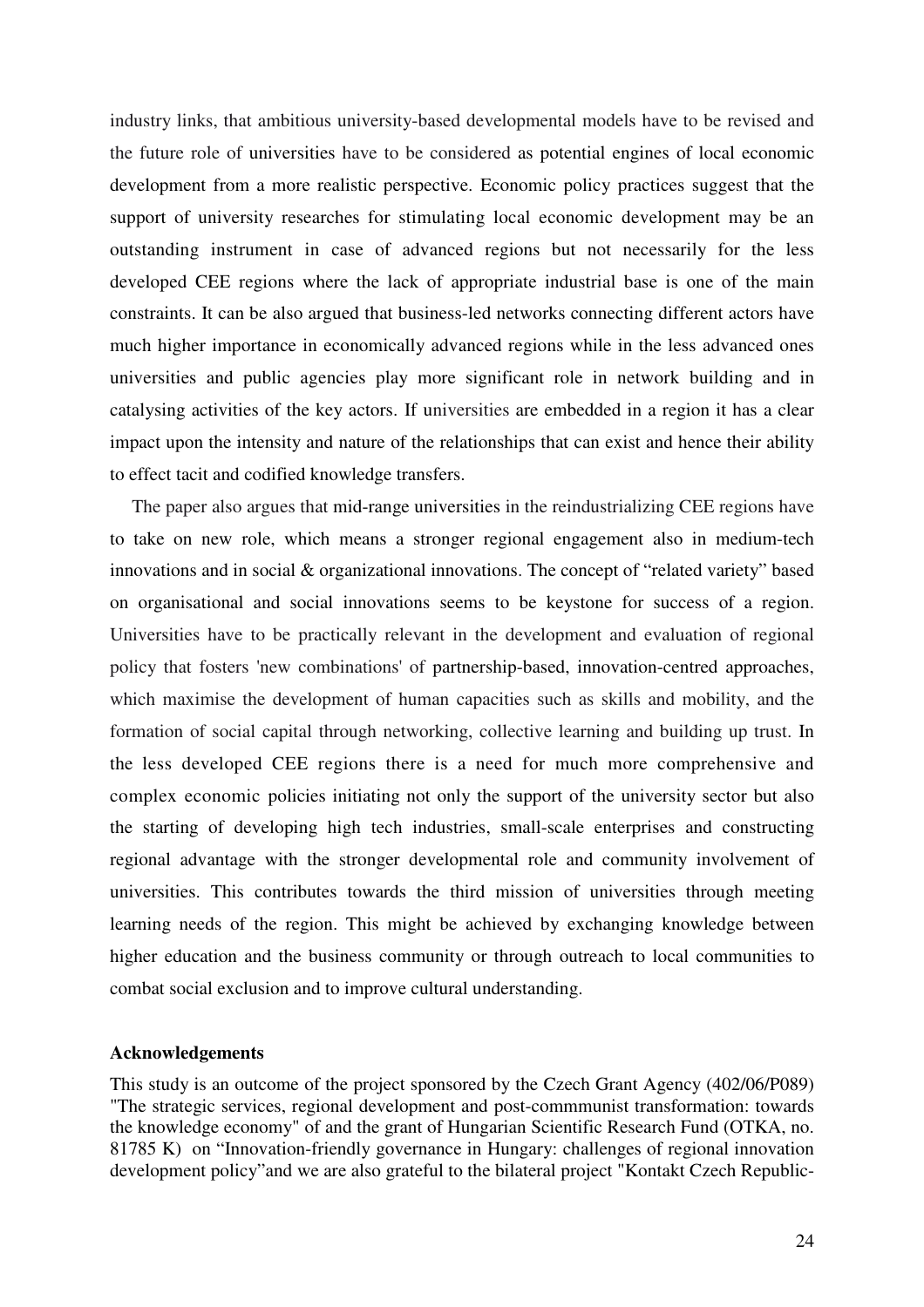industry links, that ambitious university-based developmental models have to be revised and the future role of universities have to be considered as potential engines of local economic development from a more realistic perspective. Economic policy practices suggest that the support of university researches for stimulating local economic development may be an outstanding instrument in case of advanced regions but not necessarily for the less developed CEE regions where the lack of appropriate industrial base is one of the main constraints. It can be also argued that business-led networks connecting different actors have much higher importance in economically advanced regions while in the less advanced ones universities and public agencies play more significant role in network building and in catalysing activities of the key actors. If universities are embedded in a region it has a clear impact upon the intensity and nature of the relationships that can exist and hence their ability to effect tacit and codified knowledge transfers.

The paper also argues that mid-range universities in the reindustrializing CEE regions have to take on new role, which means a stronger regional engagement also in medium-tech innovations and in social & organizational innovations. The concept of "related variety" based on organisational and social innovations seems to be keystone for success of a region. Universities have to be practically relevant in the development and evaluation of regional policy that fosters 'new combinations' of partnership-based, innovation-centred approaches, which maximise the development of human capacities such as skills and mobility, and the formation of social capital through networking, collective learning and building up trust. In the less developed CEE regions there is a need for much more comprehensive and complex economic policies initiating not only the support of the university sector but also the starting of developing high tech industries, small-scale enterprises and constructing regional advantage with the stronger developmental role and community involvement of universities. This contributes towards the third mission of universities through meeting learning needs of the region. This might be achieved by exchanging knowledge between higher education and the business community or through outreach to local communities to combat social exclusion and to improve cultural understanding.

**Acknowledgements**

This study is an outcome of the project sponsored by the Czech Grant Agency (402/06/P089) "The strategic services, regional development and post-commmunist transformation: towards the knowledge economy" of and the grant of Hungarian Scientific Research Fund (OTKA, no. 81785 K) on "Innovation-friendly governance in Hungary: challenges of regional innovation development policy"and we are also grateful to the bilateral project "Kontakt Czech Republic-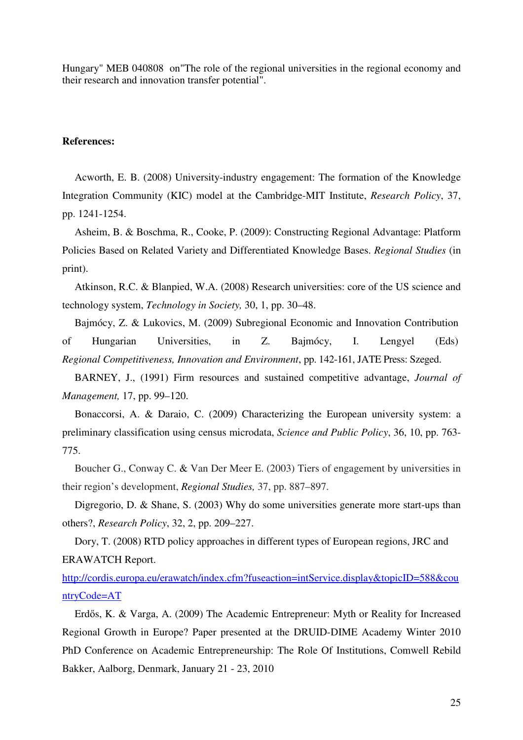Hungary" MEB 040808 on"The role of the regional universities in the regional economy and their research and innovation transfer potential".

**References:**

Acworth, E. B. (2008) University-industry engagement: The formation of the Knowledge Integration Community (KIC) model at the Cambridge-MIT Institute, *Research Policy*, 37, pp. 1241-1254.

Asheim, B. & Boschma, R., Cooke, P. (2009): Constructing Regional Advantage: Platform Policies Based on Related Variety and Differentiated Knowledge Bases. *Regional Studies* (in print).

Atkinson, R.C. & Blanpied, W.A. (2008) Research universities: core of the US science and technology system, *Technology in Society,* 30, 1, pp. 30–48.

Bajmócy, Z. & Lukovics, M. (2009) Subregional Economic and Innovation Contribution of Hungarian Universities, in Z. Bajmócy, I. Lengyel (Eds) *Regional Competitiveness, Innovation and Environment*, pp. 142-161, JATE Press: Szeged.

BARNEY, J., (1991) Firm resources and sustained competitive advantage, *Journal of Management,* 17, pp. 99–120.

Bonaccorsi, A. & Daraio, C. (2009) Characterizing the European university system: a preliminary classification using census microdata, *Science and Public Policy*, 36, 10, pp. 763-775.

Boucher G., Conway C. & Van Der Meer E. (2003) Tiers of engagement by universities in their region's development, *Regional Studies,* 37, pp. 887–897.

Digregorio, D. & Shane, S. (2003) Why do some universities generate more start-ups than others?, *Research Policy*, 32, 2, pp. 209–227.

Dory, T. (2008) RTD policy approaches in different types of European regions, JRC and ERAWATCH Report.
[http://cordis.europa.eu/erawatch/index.cfm?fuseaction=intService.display&topicID=588&countryCode=AT](http://cordis.europa.eu/erawatch/index.cfm?fuseaction=intService.display&topicID=588&countryCode=AT)

Erdős, K. & Varga, A. (2009) The Academic Entrepreneur: Myth or Reality for Increased Regional Growth in Europe? Paper presented at the DRUID-DIME Academy Winter 2010 PhD Conference on Academic Entrepreneurship: The Role Of Institutions, Comwell Rebild Bakker, Aalborg, Denmark, January 21 - 23, 2010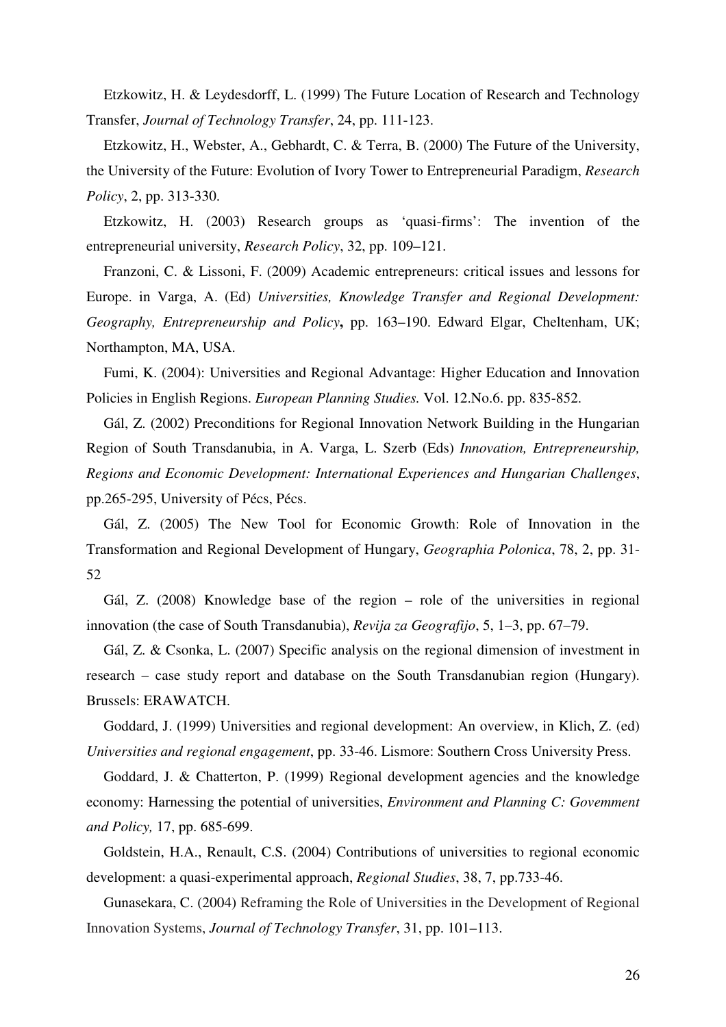Etzkowitz, H. & Leydesdorff, L. (1999) The Future Location of Research and Technology Transfer, *Journal of Technology Transfer*, 24, pp. 111-123.

Etzkowitz, H., Webster, A., Gebhardt, C. & Terra, B. (2000) The Future of the University, the University of the Future: Evolution of Ivory Tower to Entrepreneurial Paradigm, *Research Policy*, 2, pp. 313-330.

Etzkowitz, H. (2003) Research groups as 'quasi-firms': The invention of the entrepreneurial university, *Research Policy*, 32, pp. 109–121.

Franzoni, C. & Lissoni, F. (2009) Academic entrepreneurs: critical issues and lessons for Europe. in Varga, A. (Ed) *Universities, Knowledge Transfer and Regional Development: Geography, Entrepreneurship and Policy***,** pp. 163–190. Edward Elgar, Cheltenham, UK; Northampton, MA, USA.

Fumi, K. (2004): Universities and Regional Advantage: Higher Education and Innovation Policies in English Regions. *European Planning Studies.* Vol. 12.No.6. pp. 835-852.

Gál, Z. (2002) Preconditions for Regional Innovation Network Building in the Hungarian Region of South Transdanubia, in A. Varga, L. Szerb (Eds) *Innovation, Entrepreneurship, Regions and Economic Development: International Experiences and Hungarian Challenges*, pp.265-295, University of Pécs, Pécs.

Gál, Z. (2005) The New Tool for Economic Growth: Role of Innovation in the Transformation and Regional Development of Hungary, *Geographia Polonica*, 78, 2, pp. 31-52

Gál, Z. (2008) Knowledge base of the region – role of the universities in regional innovation (the case of South Transdanubia), *Revija za Geografijo*, 5, 1–3, pp. 67–79.

Gál, Z. & Csonka, L. (2007) Specific analysis on the regional dimension of investment in research – case study report and database on the South Transdanubian region (Hungary). Brussels: ERAWATCH.

Goddard, J. (1999) Universities and regional development: An overview, in Klich, Z. (ed) *Universities and regional engagement*, pp. 33-46. Lismore: Southern Cross University Press.

Goddard, J. & Chatterton, P. (1999) Regional development agencies and the knowledge economy: Harnessing the potential of universities, *Environment and Planning C: Govemment and Policy,* 17, pp. 685-699.

Goldstein, H.A., Renault, C.S. (2004) Contributions of universities to regional economic development: a quasi-experimental approach, *Regional Studies*, 38, 7, pp.733-46.

Gunasekara, C. (2004) Reframing the Role of Universities in the Development of Regional Innovation Systems, *Journal of Technology Transfer*, 31, pp. 101–113.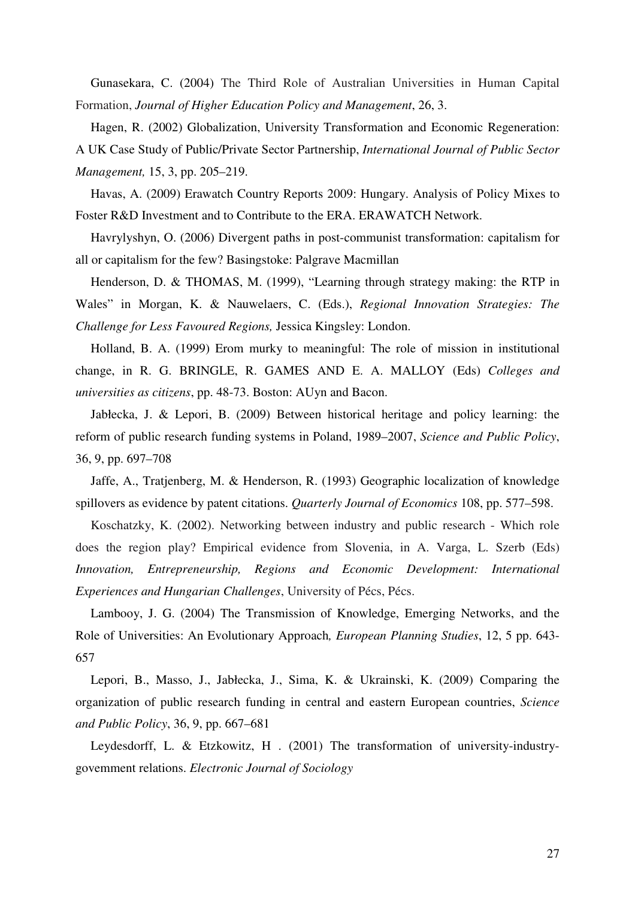Gunasekara, C. (2004) The Third Role of Australian Universities in Human Capital Formation, *Journal of Higher Education Policy and Management*, 26, 3.

Hagen, R. (2002) Globalization, University Transformation and Economic Regeneration: A UK Case Study of Public/Private Sector Partnership, *International Journal of Public Sector Management,* 15, 3, pp. 205–219.

Havas, A. (2009) Erawatch Country Reports 2009: Hungary. Analysis of Policy Mixes to Foster R&D Investment and to Contribute to the ERA. ERAWATCH Network.

Havrylyshyn, O. (2006) Divergent paths in post-communist transformation: capitalism for all or capitalism for the few? Basingstoke: Palgrave Macmillan

Henderson, D. & THOMAS, M. (1999), "Learning through strategy making: the RTP in Wales" in Morgan, K. & Nauwelaers, C. (Eds.), *Regional Innovation Strategies: The Challenge for Less Favoured Regions,* Jessica Kingsley: London.

Holland, B. A. (1999) Erom murky to meaningful: The role of mission in institutional change, in R. G. BRINGLE, R. GAMES AND E. A. MALLOY (Eds) *Colleges and universities as citizens*, pp. 48-73. Boston: AUyn and Bacon.

Jabłecka, J. & Lepori, B. (2009) Between historical heritage and policy learning: the reform of public research funding systems in Poland, 1989–2007, *Science and Public Policy*, 36, 9, pp. 697–708

Jaffe, A., Tratjenberg, M. & Henderson, R. (1993) Geographic localization of knowledge spillovers as evidence by patent citations. *Quarterly Journal of Economics* 108, pp. 577–598.

Koschatzky, K. (2002). Networking between industry and public research - Which role does the region play? Empirical evidence from Slovenia, in A. Varga, L. Szerb (Eds) *Innovation, Entrepreneurship, Regions and Economic Development: International Experiences and Hungarian Challenges*, University of Pécs, Pécs.

Lambooy, J. G. (2004) The Transmission of Knowledge, Emerging Networks, and the Role of Universities: An Evolutionary Approach*, European Planning Studies*, 12, 5 pp. 643-657

Lepori, B., Masso, J., Jabłecka, J., Sima, K. & Ukrainski, K. (2009) Comparing the organization of public research funding in central and eastern European countries, *Science and Public Policy*, 36, 9, pp. 667–681

Leydesdorff, L. & Etzkowitz, H . (2001) The transformation of university-industry-govemment relations. *Electronic Journal of Sociology*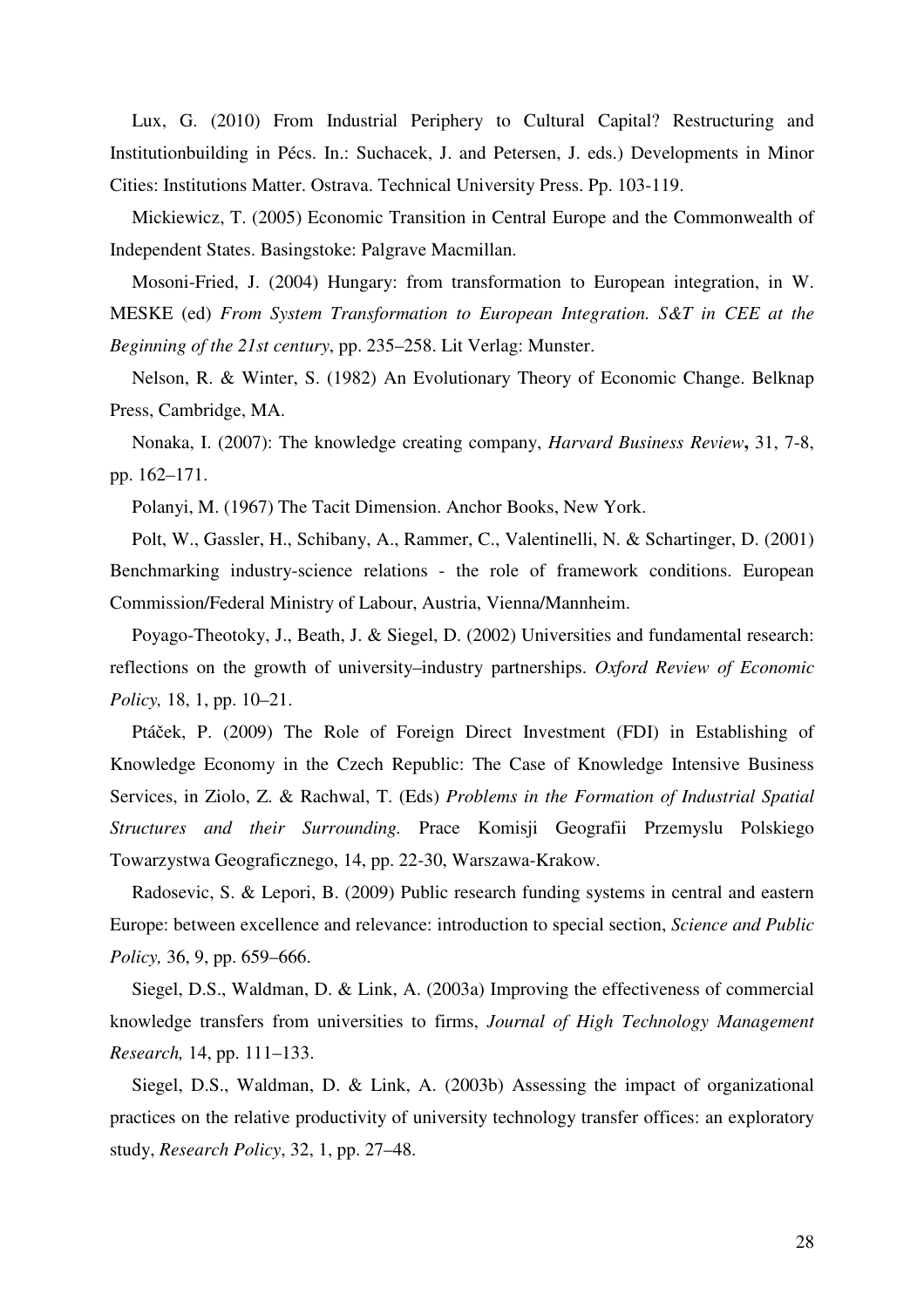Lux, G. (2010) From Industrial Periphery to Cultural Capital? Restructuring and Institutionbuilding in Pécs. In.: Suchacek, J. and Petersen, J. eds.) Developments in Minor Cities: Institutions Matter. Ostrava. Technical University Press. Pp. 103-119.

Mickiewicz, T. (2005) Economic Transition in Central Europe and the Commonwealth of Independent States. Basingstoke: Palgrave Macmillan.

Mosoni-Fried, J. (2004) Hungary: from transformation to European integration, in W. MESKE (ed) *From System Transformation to European Integration. S&T in CEE at the Beginning of the 21st century*, pp. 235–258. Lit Verlag: Munster.

Nelson, R. & Winter, S. (1982) An Evolutionary Theory of Economic Change. Belknap Press, Cambridge, MA.

Nonaka, I. (2007): The knowledge creating company, *Harvard Business Review***,** 31, 7-8, pp. 162–171.

Polanyi, M. (1967) The Tacit Dimension. Anchor Books, New York.

Polt, W., Gassler, H., Schibany, A., Rammer, C., Valentinelli, N. & Schartinger, D. (2001) Benchmarking industry-science relations - the role of framework conditions. European Commission/Federal Ministry of Labour, Austria, Vienna/Mannheim.

Poyago-Theotoky, J., Beath, J. & Siegel, D. (2002) Universities and fundamental research: reflections on the growth of university–industry partnerships. *Oxford Review of Economic Policy,* 18, 1, pp. 10–21.

Ptáček, P. (2009) The Role of Foreign Direct Investment (FDI) in Establishing of Knowledge Economy in the Czech Republic: The Case of Knowledge Intensive Business Services, in Ziolo, Z. & Rachwal, T. (Eds) *Problems in the Formation of Industrial Spatial Structures and their Surrounding.* Prace Komisji Geografii Przemyslu Polskiego Towarzystwa Geograficznego, 14, pp. 22-30, Warszawa-Krakow.

Radosevic, S. & Lepori, B. (2009) Public research funding systems in central and eastern Europe: between excellence and relevance: introduction to special section, *Science and Public Policy,* 36, 9, pp. 659–666.

Siegel, D.S., Waldman, D. & Link, A. (2003a) Improving the effectiveness of commercial knowledge transfers from universities to firms, *Journal of High Technology Management Research,* 14, pp. 111–133.

Siegel, D.S., Waldman, D. & Link, A. (2003b) Assessing the impact of organizational practices on the relative productivity of university technology transfer offices: an exploratory study, *Research Policy*, 32, 1, pp. 27–48.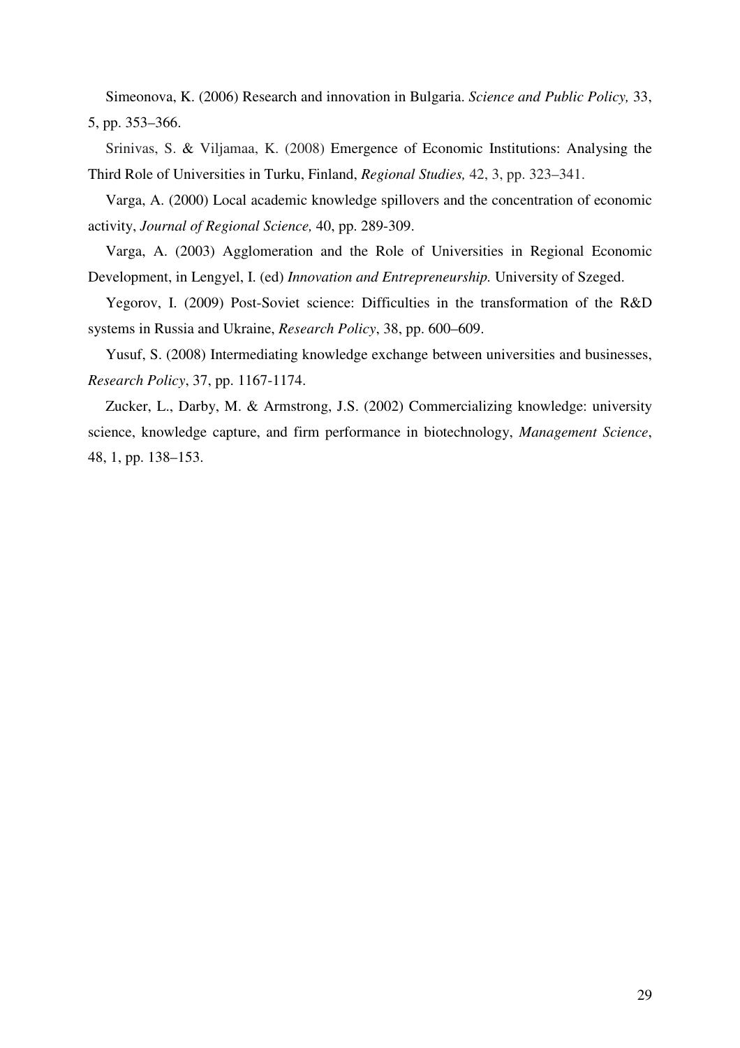Simeonova, K. (2006) Research and innovation in Bulgaria. *Science and Public Policy,* 33, 5, pp. 353–366.

Srinivas, S. & Viljamaa, K. (2008) Emergence of Economic Institutions: Analysing the Third Role of Universities in Turku, Finland, *Regional Studies,* 42, 3, pp. 323–341.

Varga, A. (2000) Local academic knowledge spillovers and the concentration of economic activity, *Journal of Regional Science,* 40, pp. 289-309.

Varga, A. (2003) Agglomeration and the Role of Universities in Regional Economic Development, in Lengyel, I. (ed) *Innovation and Entrepreneurship.* University of Szeged.

Yegorov, I. (2009) Post-Soviet science: Difficulties in the transformation of the R&D systems in Russia and Ukraine, *Research Policy*, 38, pp. 600–609.

Yusuf, S. (2008) Intermediating knowledge exchange between universities and businesses, *Research Policy*, 37, pp. 1167-1174.

Zucker, L., Darby, M. & Armstrong, J.S. (2002) Commercializing knowledge: university science, knowledge capture, and firm performance in biotechnology, *Management Science*, 48, 1, pp. 138–153.